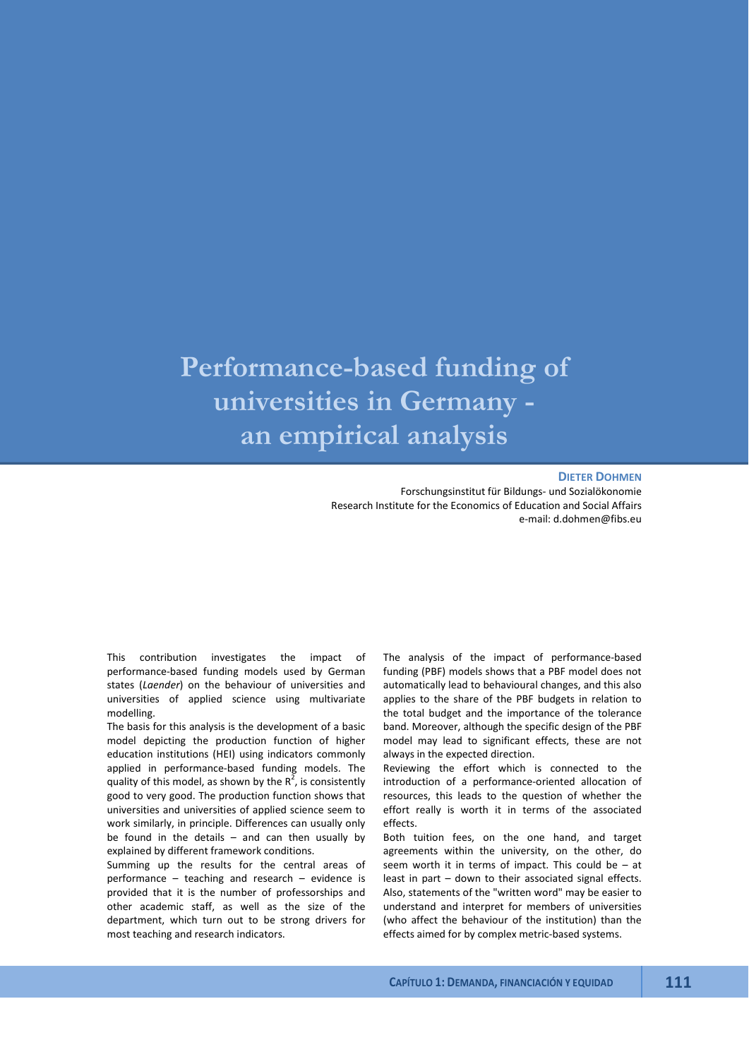# Performance-based funding of universities in Germany - an empirical analysis

**Dieter Dohmen**

Forschungsinstitut für Bildungs- und Sozialökonomie
Research Institute for the Economics of Education and Social Affairs
e-mail: d.dohmen@fibs.eu

This contribution investigates the impact of performance-based funding models used by German states (*Laender*) on the behaviour of universities and universities of applied science using multivariate modelling.

The basis for this analysis is the development of a basic model depicting the production function of higher education institutions (HEI) using indicators commonly applied in performance-based funding models. The quality of this model, as shown by the $R^2$, is consistently good to very good. The production function shows that universities and universities of applied science seem to work similarly, in principle. Differences can usually only be found in the details – and can then usually by explained by different framework conditions.

Summing up the results for the central areas of performance – teaching and research – evidence is provided that it is the number of professorships and other academic staff, as well as the size of the department, which turn out to be strong drivers for most teaching and research indicators.

The analysis of the impact of performance-based funding (PBF) models shows that a PBF model does not automatically lead to behavioural changes, and this also applies to the share of the PBF budgets in relation to the total budget and the importance of the tolerance band. Moreover, although the specific design of the PBF model may lead to significant effects, these are not always in the expected direction.

Reviewing the effort which is connected to the introduction of a performance-oriented allocation of resources, this leads to the question of whether the effort really is worth it in terms of the associated effects.

Both tuition fees, on the one hand, and target agreements within the university, on the other, do seem worth it in terms of impact. This could be – at least in part – down to their associated signal effects. Also, statements of the "written word" may be easier to understand and interpret for members of universities (who affect the behaviour of the institution) than the effects aimed for by complex metric-based systems.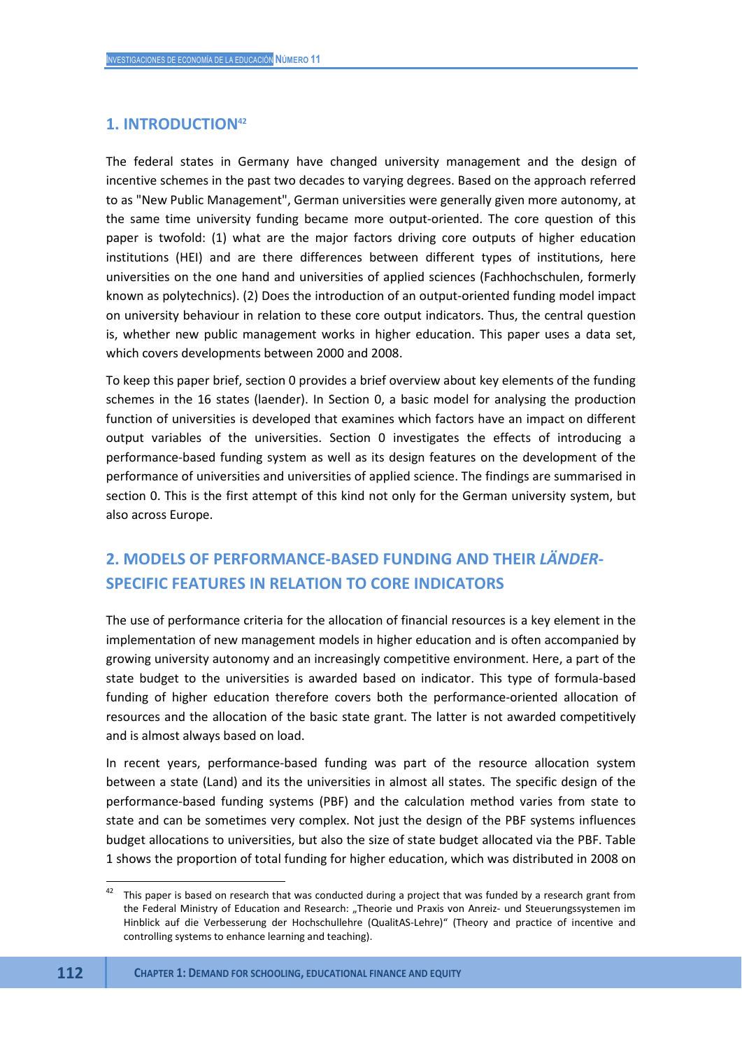## 1. INTRODUCTION[42]

The federal states in Germany have changed university management and the design of incentive schemes in the past two decades to varying degrees. Based on the approach referred to as "New Public Management", German universities were generally given more autonomy, at the same time university funding became more output-oriented. The core question of this paper is twofold: (1) what are the major factors driving core outputs of higher education institutions (HEI) and are there differences between different types of institutions, here universities on the one hand and universities of applied sciences (Fachhochschulen, formerly known as polytechnics). (2) Does the introduction of an output-oriented funding model impact on university behaviour in relation to these core output indicators. Thus, the central question is, whether new public management works in higher education. This paper uses a data set, which covers developments between 2000 and 2008.

To keep this paper brief, section 0 provides a brief overview about key elements of the funding schemes in the 16 states (laender). In Section 0, a basic model for analysing the production function of universities is developed that examines which factors have an impact on different output variables of the universities. Section 0 investigates the effects of introducing a performance-based funding system as well as its design features on the development of the performance of universities and universities of applied science. The findings are summarised in section 0. This is the first attempt of this kind not only for the German university system, but also across Europe.

## 2. MODELS OF PERFORMANCE-BASED FUNDING AND THEIR *LÄNDER*-SPECIFIC FEATURES IN RELATION TO CORE INDICATORS

The use of performance criteria for the allocation of financial resources is a key element in the implementation of new management models in higher education and is often accompanied by growing university autonomy and an increasingly competitive environment. Here, a part of the state budget to the universities is awarded based on indicator. This type of formula-based funding of higher education therefore covers both the performance-oriented allocation of resources and the allocation of the basic state grant. The latter is not awarded competitively and is almost always based on load.

In recent years, performance-based funding was part of the resource allocation system between a state (Land) and its the universities in almost all states. The specific design of the performance-based funding systems (PBF) and the calculation method varies from state to state and can be sometimes very complex. Not just the design of the PBF systems influences budget allocations to universities, but also the size of state budget allocated via the PBF. Table 1 shows the proportion of total funding for higher education, which was distributed in 2008 on

[42] This paper is based on research that was conducted during a project that was funded by a research grant from the Federal Ministry of Education and Research: „Theorie und Praxis von Anreiz- und Steuerungssystemen im Hinblick auf die Verbesserung der Hochschullehre (QualitAS-Lehre)" (Theory and practice of incentive and controlling systems to enhance learning and teaching).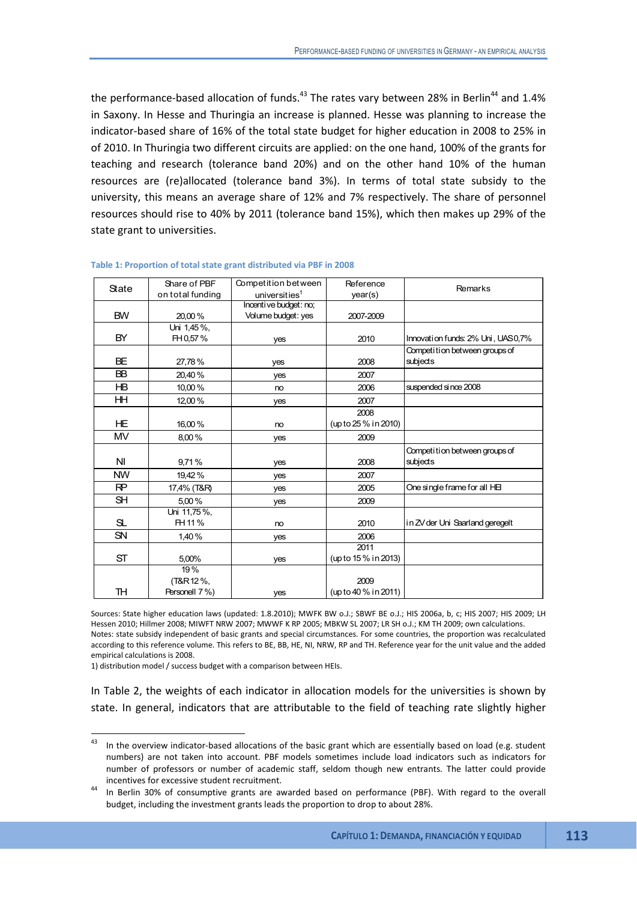the performance-based allocation of funds.[43] The rates vary between 28% in Berlin[44] and 1.4% in Saxony. In Hesse and Thuringia an increase is planned. Hesse was planning to increase the indicator-based share of 16% of the total state budget for higher education in 2008 to 25% in of 2010. In Thuringia two different circuits are applied: on the one hand, 100% of the grants for teaching and research (tolerance band 20%) and on the other hand 10% of the human resources are (re)allocated (tolerance band 3%). In terms of total state subsidy to the university, this means an average share of 12% and 7% respectively. The share of personnel resources should rise to 40% by 2011 (tolerance band 15%), which then makes up 29% of the state grant to universities.

**Table 1: Proportion of total state grant distributed via PBF in 2008**

| State | Share of PBF on total funding | Competition between universities[1] | Reference year(s) | Remarks |
|---|---|---|---|---|
| BW | 20,00 % | Incentive budget: no; Volume budget: yes | 2007-2009 | |
| BY | Uni 1,45 %, FH 0,57 % | yes | 2010 | Innovation funds: 2% Uni, UAS 0,7% |
| BE | 27,78 % | yes | 2008 | Competition between groups of subjects |
| BB | 20,40 % | yes | 2007 | |
| HB | 10,00 % | no | 2006 | suspended since 2008 |
| HH | 12,00 % | yes | 2007 | |
| HE | 16,00 % | no | 2008 (up to 25 % in 2010) | |
| MV | 8,00 % | yes | 2009 | |
| NI | 9,71 % | yes | 2008 | Competition between groups of subjects |
| NW | 19,42 % | yes | 2007 | |
| RP | 17,4% (T&R) | yes | 2005 | One single frame for all HEI |
| SH | 5,00 % | yes | 2009 | |
| SL | Uni 11,75 %, FH 11 % | no | 2010 | in ZV der Uni Saarland geregelt |
| SN | 1,40 % | yes | 2006 | |
| ST | 5,00% | yes | 2011 (up to 15 % in 2013) | |
| TH | 19 % (T&R 12 %, Personell 7 %) | yes | 2009 (up to 40 % in 2011) | |

Sources: State higher education laws (updated: 1.8.2010); MWFK BW o.J.; SBWF BE o.J.; HIS 2006a, b, c; HIS 2007; HIS 2009; LH Hessen 2010; Hillmer 2008; MIWFT NRW 2007; MWWF K RP 2005; MBKW SL 2007; LR SH o.J.; KM TH 2009; own calculations.
Notes: state subsidy independent of basic grants and special circumstances. For some countries, the proportion was recalculated according to this reference volume. This refers to BE, BB, HE, NI, NRW, RP and TH. Reference year for the unit value and the added empirical calculations is 2008.
1) distribution model / success budget with a comparison between HEIs.

In Table 2, the weights of each indicator in allocation models for the universities is shown by state. In general, indicators that are attributable to the field of teaching rate slightly higher

---

[43] In the overview indicator-based allocations of the basic grant which are essentially based on load (e.g. student numbers) are not taken into account. PBF models sometimes include load indicators such as indicators for number of professors or number of academic staff, seldom though new entrants. The latter could provide incentives for excessive student recruitment.

[44] In Berlin 30% of consumptive grants are awarded based on performance (PBF). With regard to the overall budget, including the investment grants leads the proportion to drop to about 28%.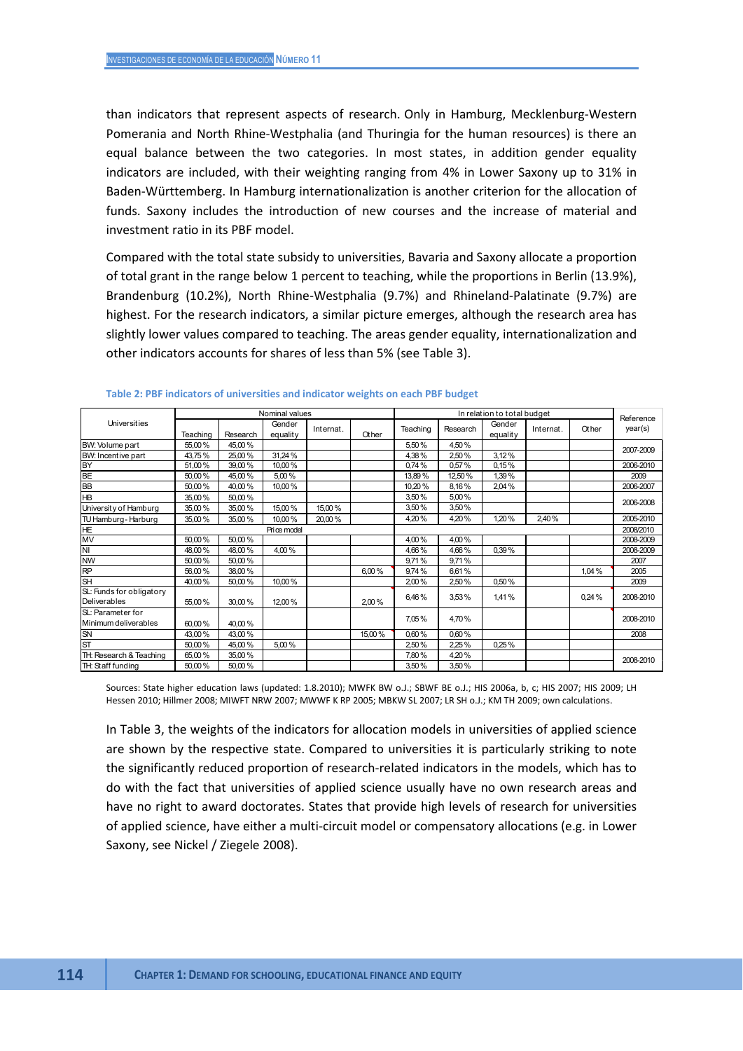than indicators that represent aspects of research. Only in Hamburg, Mecklenburg-Western Pomerania and North Rhine-Westphalia (and Thuringia for the human resources) is there an equal balance between the two categories. In most states, in addition gender equality indicators are included, with their weighting ranging from 4% in Lower Saxony up to 31% in Baden-Württemberg. In Hamburg internationalization is another criterion for the allocation of funds. Saxony includes the introduction of new courses and the increase of material and investment ratio in its PBF model.

Compared with the total state subsidy to universities, Bavaria and Saxony allocate a proportion of total grant in the range below 1 percent to teaching, while the proportions in Berlin (13.9%), Brandenburg (10.2%), North Rhine-Westphalia (9.7%) and Rhineland-Palatinate (9.7%) are highest. For the research indicators, a similar picture emerges, although the research area has slightly lower values compared to teaching. The areas gender equality, internationalization and other indicators accounts for shares of less than 5% (see Table 3).

**Table 2: PBF indicators of universities and indicator weights on each PBF budget**

| Universities | Nominal values | | | | | In relation to total budget | | | | | Reference year(s) |
|---|---|---|---|---|---|---|---|---|---|---|---|
| | Teaching | Research | Gender equality | Internat. | Other | Teaching | Research | Gender equality | Internat. | Other | |
| BW: Volume part | 55,00 % | 45,00 % | | | | 5,50 % | 4,50 % | | | | 2007-2009 |
| BW: Incentive part | 43,75 % | 25,00 % | 31,24 % | | | 4,38 % | 2,50 % | 3,12 % | | | |
| BY | 51,00 % | 39,00 % | 10,00 % | | | 0,74 % | 0,57 % | 0,15 % | | | 2006-2010 |
| BE | 50,00 % | 45,00 % | 5,00 % | | | 13,89 % | 12,50 % | 1,39 % | | | 2009 |
| BB | 50,00 % | 40,00 % | 10,00 % | | | 10,20 % | 8,16 % | 2,04 % | | | 2006-2007 |
| HB | 35,00 % | 50,00 % | | | | 3,50 % | 5,00 % | | | | 2006-2008 |
| University of Hamburg | 35,00 % | 35,00 % | 15,00 % | 15,00 % | | 3,50 % | 3,50 % | | | | |
| TU Hamburg-Harburg | 35,00 % | 35,00 % | 10,00 % | 20,00 % | | 4,20 % | 4,20 % | 1,20 % | 2,40 % | | 2005-2010 |
| HE | Price model | | | | | | | | | | 2008/2010 |
| MV | 50,00 % | 50,00 % | | | | 4,00 % | 4,00 % | | | | 2008-2009 |
| NI | 48,00 % | 48,00 % | 4,00 % | | | 4,66 % | 4,66 % | 0,39 % | | | 2008-2009 |
| NW | 50,00 % | 50,00 % | | | | 9,71 % | 9,71 % | | | | 2007 |
| RP | 56,00 % | 38,00 % | | | 6,00 % | 9,74 % | 6,61 % | | | 1,04 % | 2005 |
| SH | 40,00 % | 50,00 % | 10,00 % | | | 2,00 % | 2,50 % | 0,50 % | | | 2009 |
| SL: Funds for obligatory Deliverables | 55,00 % | 30,00 % | 12,00 % | | 2,00 % | 6,46 % | 3,53 % | 1,41 % | | 0,24 % | 2008-2010 |
| SL: Parameter for Minimum deliverables | 60,00 % | 40,00 % | | | | 7,05 % | 4,70 % | | | | 2008-2010 |
| SN | 43,00 % | 43,00 % | | | 15,00 % | 0,60 % | 0,60 % | | | | 2008 |
| ST | 50,00 % | 45,00 % | 5,00 % | | | 2,50 % | 2,25 % | 0,25 % | | | |
| TH: Research & Teaching | 65,00 % | 35,00 % | | | | 7,80 % | 4,20 % | | | | 2008-2010 |
| TH: Staff funding | 50,00 % | 50,00 % | | | | 3,50 % | 3,50 % | | | | |

Sources: State higher education laws (updated: 1.8.2010); MWFK BW o.J.; SBWF BE o.J.; HIS 2006a, b, c; HIS 2007; HIS 2009; LH Hessen 2010; Hillmer 2008; MIWFT NRW 2007; MWWF K RP 2005; MBKW SL 2007; LR SH o.J.; KM TH 2009; own calculations.

In Table 3, the weights of the indicators for allocation models in universities of applied science are shown by the respective state. Compared to universities it is particularly striking to note the significantly reduced proportion of research-related indicators in the models, which has to do with the fact that universities of applied science usually have no own research areas and have no right to award doctorates. States that provide high levels of research for universities of applied science, have either a multi-circuit model or compensatory allocations (e.g. in Lower Saxony, see Nickel / Ziegele 2008).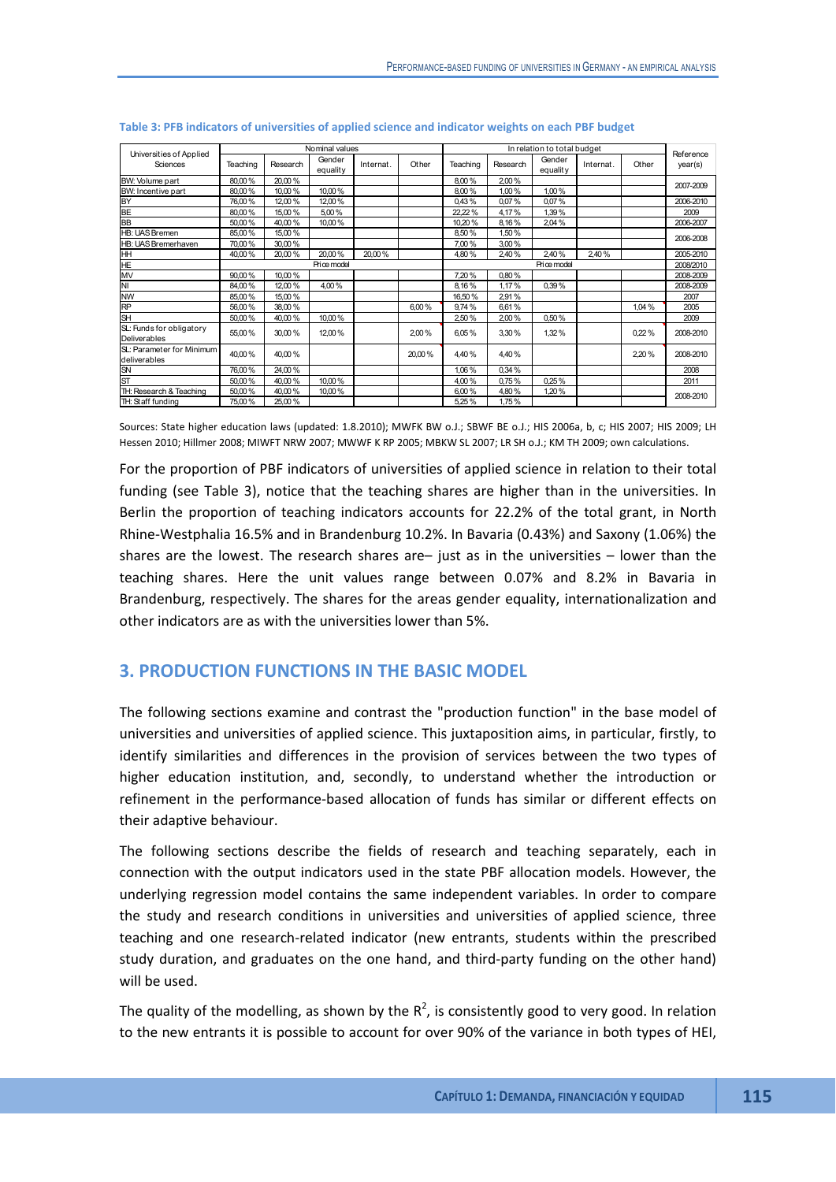**Table 3: PFB indicators of universities of applied science and indicator weights on each PFB budget**

| Universities of Applied Sciences | Nominal values | | | | | In relation to total budget | | | | | Reference year(s) |
|---|---|---|---|---|---|---|---|---|---|---|---|
| | Teaching | Research | Gender equality | Internat. | Other | Teaching | Research | Gender equality | Internat. | Other | |
| BW: Volume part | 80,00 % | 20,00 % | | | | 8,00 % | 2,00 % | | | | 2007-2009 |
| BW: Incentive part | 80,00 % | 10,00 % | 10,00 % | | | 8,00 % | 1,00 % | 1,00 % | | | |
| BY | 76,00 % | 12,00 % | 12,00 % | | | 0,43 % | 0,07 % | 0,07 % | | | 2006-2010 |
| BE | 80,00 % | 15,00 % | 5,00 % | | | 22,22 % | 4,17 % | 1,39 % | | | 2009 |
| BB | 50,00 % | 40,00 % | 10,00 % | | | 10,20 % | 8,16 % | 2,04 % | | | 2006-2007 |
| HB: UAS Bremen | 85,00 % | 15,00 % | | | | 8,50 % | 1,50 % | | | | 2006-2008 |
| HB: UAS Bremerhaven | 70,00 % | 30,00 % | | | | 7,00 % | 3,00 % | | | | |
| HH | 40,00 % | 20,00 % | 20,00 % | 20,00 % | | 4,80 % | 2,40 % | 2,40 % | 2,40 % | | 2005-2010 |
| HE | Price model | | | | | Price model | | | | | 2008/2010 |
| MV | 90,00 % | 10,00 % | | | | 7,20 % | 0,80 % | | | | 2008-2009 |
| NI | 84,00 % | 12,00 % | 4,00 % | | | 8,16 % | 1,17 % | 0,39 % | | | 2008-2009 |
| NW | 85,00 % | 15,00 % | | | | 16,50 % | 2,91 % | | | | 2007 |
| RP | 56,00 % | 38,00 % | | | 6,00 % | 9,74 % | 6,61 % | | | 1,04 % | 2005 |
| SH | 50,00 % | 40,00 % | 10,00 % | | | 2,50 % | 2,00 % | 0,50 % | | | 2009 |
| SL: Funds for obligatory Deliverables | 55,00 % | 30,00 % | 12,00 % | | 2,00 % | 6,05 % | 3,30 % | 1,32 % | | 0,22 % | 2008-2010 |
| SL: Parameter for Minimum deliverables | 40,00 % | 40,00 % | | | 20,00 % | 4,40 % | 4,40 % | | | 2,20 % | 2008-2010 |
| SN | 76,00 % | 24,00 % | | | | 1,06 % | 0,34 % | | | | 2008 |
| ST | 50,00 % | 40,00 % | 10,00 % | | | 4,00 % | 0,75 % | 0,25 % | | | 2011 |
| TH: Research & Teaching | 50,00 % | 40,00 % | 10,00 % | | | 6,00 % | 4,80 % | 1,20 % | | | 2008-2010 |
| TH: Staff funding | 75,00 % | 25,00 % | | | | 5,25 % | 1,75 % | | | | |

Sources: State higher education laws (updated: 1.8.2010); MWFK BW o.J.; SBWF BE o.J.; HIS 2006a, b, c; HIS 2007; HIS 2009; LH Hessen 2010; Hillmer 2008; MIWFT NRW 2007; MWWF K RP 2005; MBKW SL 2007; LR SH o.J.; KM TH 2009; own calculations.

For the proportion of PBF indicators of universities of applied science in relation to their total funding (see Table 3), notice that the teaching shares are higher than in the universities. In Berlin the proportion of teaching indicators accounts for 22.2% of the total grant, in North Rhine-Westphalia 16.5% and in Brandenburg 10.2%. In Bavaria (0.43%) and Saxony (1.06%) the shares are the lowest. The research shares are– just as in the universities – lower than the teaching shares. Here the unit values range between 0.07% and 8.2% in Bavaria in Brandenburg, respectively. The shares for the areas gender equality, internationalization and other indicators are as with the universities lower than 5%.

## 3. PRODUCTION FUNCTIONS IN THE BASIC MODEL

The following sections examine and contrast the "production function" in the base model of universities and universities of applied science. This juxtaposition aims, in particular, firstly, to identify similarities and differences in the provision of services between the two types of higher education institution, and, secondly, to understand whether the introduction or refinement in the performance-based allocation of funds has similar or different effects on their adaptive behaviour.

The following sections describe the fields of research and teaching separately, each in connection with the output indicators used in the state PBF allocation models. However, the underlying regression model contains the same independent variables. In order to compare the study and research conditions in universities and universities of applied science, three teaching and one research-related indicator (new entrants, students within the prescribed study duration, and graduates on the one hand, and third-party funding on the other hand) will be used.

The quality of the modelling, as shown by the $R^2$, is consistently good to very good. In relation to the new entrants it is possible to account for over 90% of the variance in both types of HEI,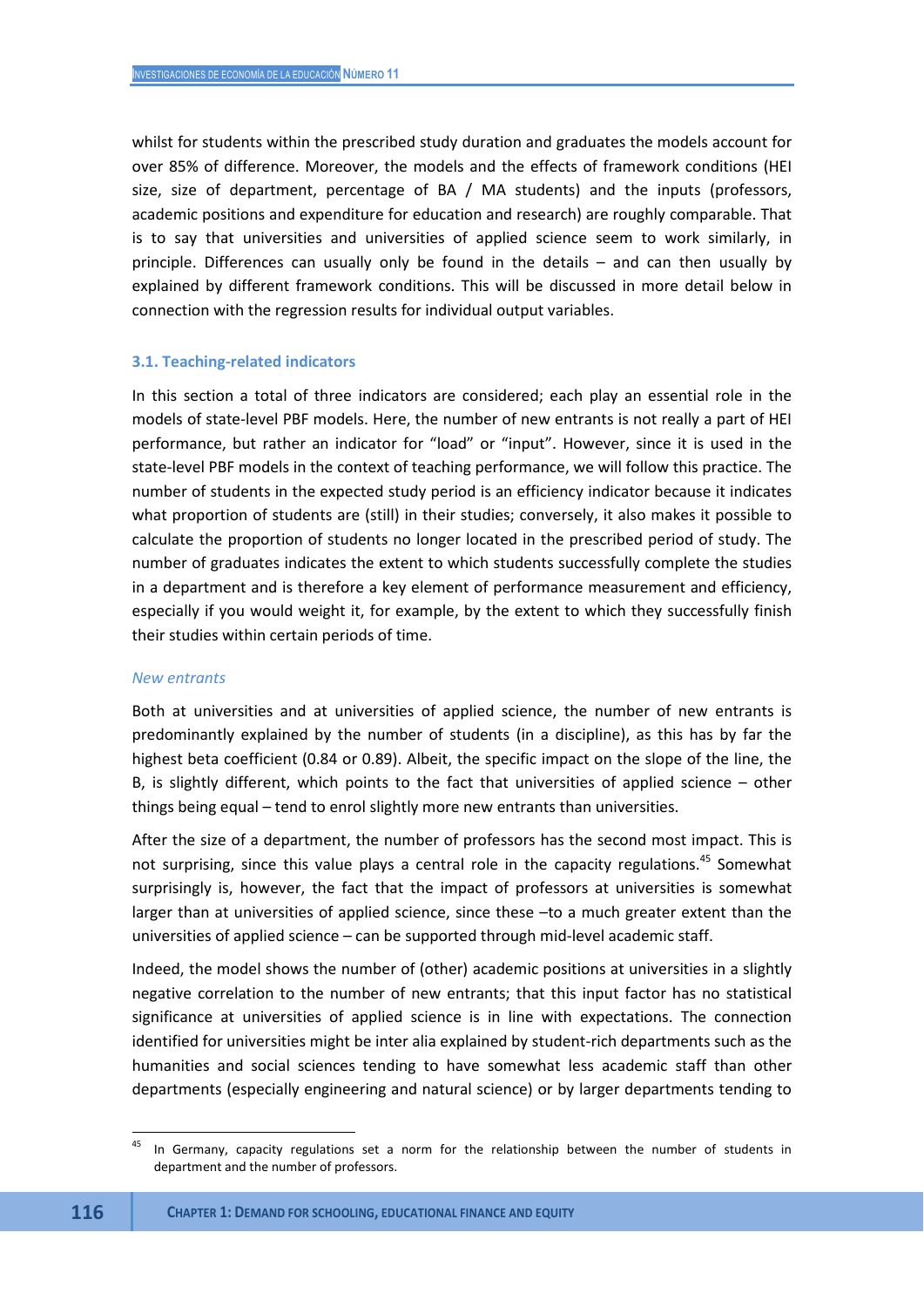whilst for students within the prescribed study duration and graduates the models account for over 85% of difference. Moreover, the models and the effects of framework conditions (HEI size, size of department, percentage of BA / MA students) and the inputs (professors, academic positions and expenditure for education and research) are roughly comparable. That is to say that universities and universities of applied science seem to work similarly, in principle. Differences can usually only be found in the details – and can then usually by explained by different framework conditions. This will be discussed in more detail below in connection with the regression results for individual output variables.

### 3.1. Teaching-related indicators

In this section a total of three indicators are considered; each play an essential role in the models of state-level PBF models. Here, the number of new entrants is not really a part of HEI performance, but rather an indicator for "load" or "input". However, since it is used in the state-level PBF models in the context of teaching performance, we will follow this practice. The number of students in the expected study period is an efficiency indicator because it indicates what proportion of students are (still) in their studies; conversely, it also makes it possible to calculate the proportion of students no longer located in the prescribed period of study. The number of graduates indicates the extent to which students successfully complete the studies in a department and is therefore a key element of performance measurement and efficiency, especially if you would weight it, for example, by the extent to which they successfully finish their studies within certain periods of time.

*New entrants*

Both at universities and at universities of applied science, the number of new entrants is predominantly explained by the number of students (in a discipline), as this has by far the highest beta coefficient (0.84 or 0.89). Albeit, the specific impact on the slope of the line, the B, is slightly different, which points to the fact that universities of applied science – other things being equal – tend to enrol slightly more new entrants than universities.

After the size of a department, the number of professors has the second most impact. This is not surprising, since this value plays a central role in the capacity regulations.[45] Somewhat surprisingly is, however, the fact that the impact of professors at universities is somewhat larger than at universities of applied science, since these –to a much greater extent than the universities of applied science – can be supported through mid-level academic staff.

Indeed, the model shows the number of (other) academic positions at universities in a slightly negative correlation to the number of new entrants; that this input factor has no statistical significance at universities of applied science is in line with expectations. The connection identified for universities might be inter alia explained by student-rich departments such as the humanities and social sciences tending to have somewhat less academic staff than other departments (especially engineering and natural science) or by larger departments tending to

[45] In Germany, capacity regulations set a norm for the relationship between the number of students in department and the number of professors.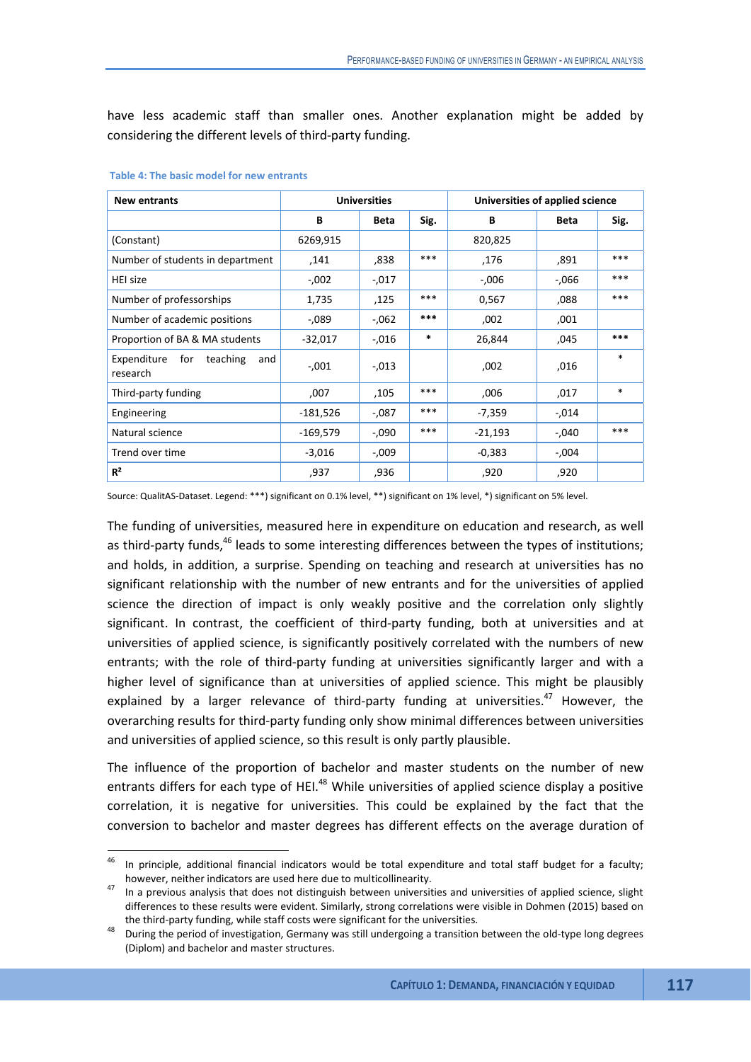have less academic staff than smaller ones. Another explanation might be added by considering the different levels of third-party funding.

**Table 4: The basic model for new entrants**

| New entrants | Universities | | | Universities of applied science | | |
|---|---|---|---|---|---|---|
| | B | Beta | Sig. | B | Beta | Sig. |
| (Constant) | 6269,915 | | | 820,825 | | |
| Number of students in department | ,141 | ,838 | *** | ,176 | ,891 | *** |
| HEI size | -,002 | -,017 | | -,006 | -,066 | *** |
| Number of professorships | 1,735 | ,125 | *** | 0,567 | ,088 | *** |
| Number of academic positions | -,089 | -,062 | *** | ,002 | ,001 | |
| Proportion of BA & MA students | -32,017 | -,016 | * | 26,844 | ,045 | *** |
| Expenditure for teaching and research | -,001 | -,013 | | ,002 | ,016 | * |
| Third-party funding | ,007 | ,105 | *** | ,006 | ,017 | * |
| Engineering | -181,526 | -,087 | *** | -7,359 | -,014 | |
| Natural science | -169,579 | -,090 | *** | -21,193 | -,040 | *** |
| Trend over time | -3,016 | -,009 | | -0,383 | -,004 | |
| **$R^2$** | ,937 | ,936 | | ,920 | ,920 | |

Source: QualitAS-Dataset. Legend: ***) significant on 0.1% level, **) significant on 1% level, *) significant on 5% level.

The funding of universities, measured here in expenditure on education and research, as well as third-party funds,[46] leads to some interesting differences between the types of institutions; and holds, in addition, a surprise. Spending on teaching and research at universities has no significant relationship with the number of new entrants and for the universities of applied science the direction of impact is only weakly positive and the correlation only slightly significant. In contrast, the coefficient of third-party funding, both at universities and at universities of applied science, is significantly positively correlated with the numbers of new entrants; with the role of third-party funding at universities significantly larger and with a higher level of significance than at universities of applied science. This might be plausibly explained by a larger relevance of third-party funding at universities.[47] However, the overarching results for third-party funding only show minimal differences between universities and universities of applied science, so this result is only partly plausible.

The influence of the proportion of bachelor and master students on the number of new entrants differs for each type of HEI.[48] While universities of applied science display a positive correlation, it is negative for universities. This could be explained by the fact that the conversion to bachelor and master degrees has different effects on the average duration of

---

[46] In principle, additional financial indicators would be total expenditure and total staff budget for a faculty; however, neither indicators are used here due to multicollinearity.

[47] In a previous analysis that does not distinguish between universities and universities of applied science, slight differences to these results were evident. Similarly, strong correlations were visible in Dohmen (2015) based on the third-party funding, while staff costs were significant for the universities.

[48] During the period of investigation, Germany was still undergoing a transition between the old-type long degrees (Diplom) and bachelor and master structures.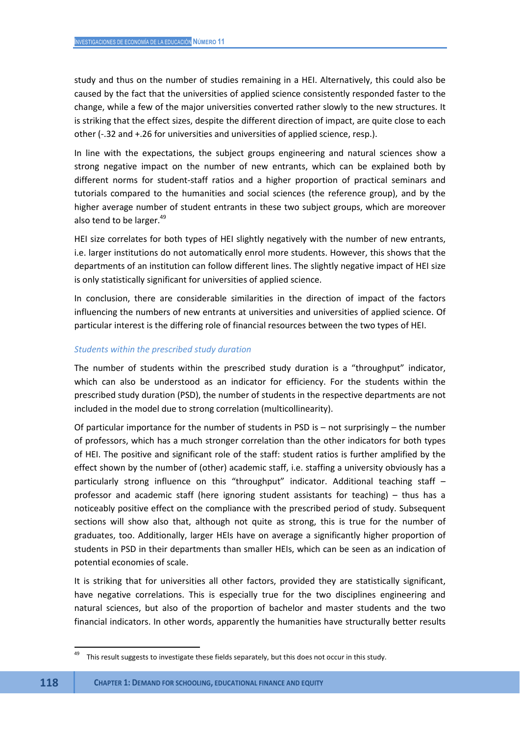study and thus on the number of studies remaining in a HEI. Alternatively, this could also be caused by the fact that the universities of applied science consistently responded faster to the change, while a few of the major universities converted rather slowly to the new structures. It is striking that the effect sizes, despite the different direction of impact, are quite close to each other (-.32 and +.26 for universities and universities of applied science, resp.).

In line with the expectations, the subject groups engineering and natural sciences show a strong negative impact on the number of new entrants, which can be explained both by different norms for student-staff ratios and a higher proportion of practical seminars and tutorials compared to the humanities and social sciences (the reference group), and by the higher average number of student entrants in these two subject groups, which are moreover also tend to be larger.[49]

HEI size correlates for both types of HEI slightly negatively with the number of new entrants, i.e. larger institutions do not automatically enrol more students. However, this shows that the departments of an institution can follow different lines. The slightly negative impact of HEI size is only statistically significant for universities of applied science.

In conclusion, there are considerable similarities in the direction of impact of the factors influencing the numbers of new entrants at universities and universities of applied science. Of particular interest is the differing role of financial resources between the two types of HEI.

*Students within the prescribed study duration*

The number of students within the prescribed study duration is a "throughput" indicator, which can also be understood as an indicator for efficiency. For the students within the prescribed study duration (PSD), the number of students in the respective departments are not included in the model due to strong correlation (multicollinearity).

Of particular importance for the number of students in PSD is – not surprisingly – the number of professors, which has a much stronger correlation than the other indicators for both types of HEI. The positive and significant role of the staff: student ratios is further amplified by the effect shown by the number of (other) academic staff, i.e. staffing a university obviously has a particularly strong influence on this "throughput" indicator. Additional teaching staff – professor and academic staff (here ignoring student assistants for teaching) – thus has a noticeably positive effect on the compliance with the prescribed period of study. Subsequent sections will show also that, although not quite as strong, this is true for the number of graduates, too. Additionally, larger HEIs have on average a significantly higher proportion of students in PSD in their departments than smaller HEIs, which can be seen as an indication of potential economies of scale.

It is striking that for universities all other factors, provided they are statistically significant, have negative correlations. This is especially true for the two disciplines engineering and natural sciences, but also of the proportion of bachelor and master students and the two financial indicators. In other words, apparently the humanities have structurally better results

---

[49] This result suggests to investigate these fields separately, but this does not occur in this study.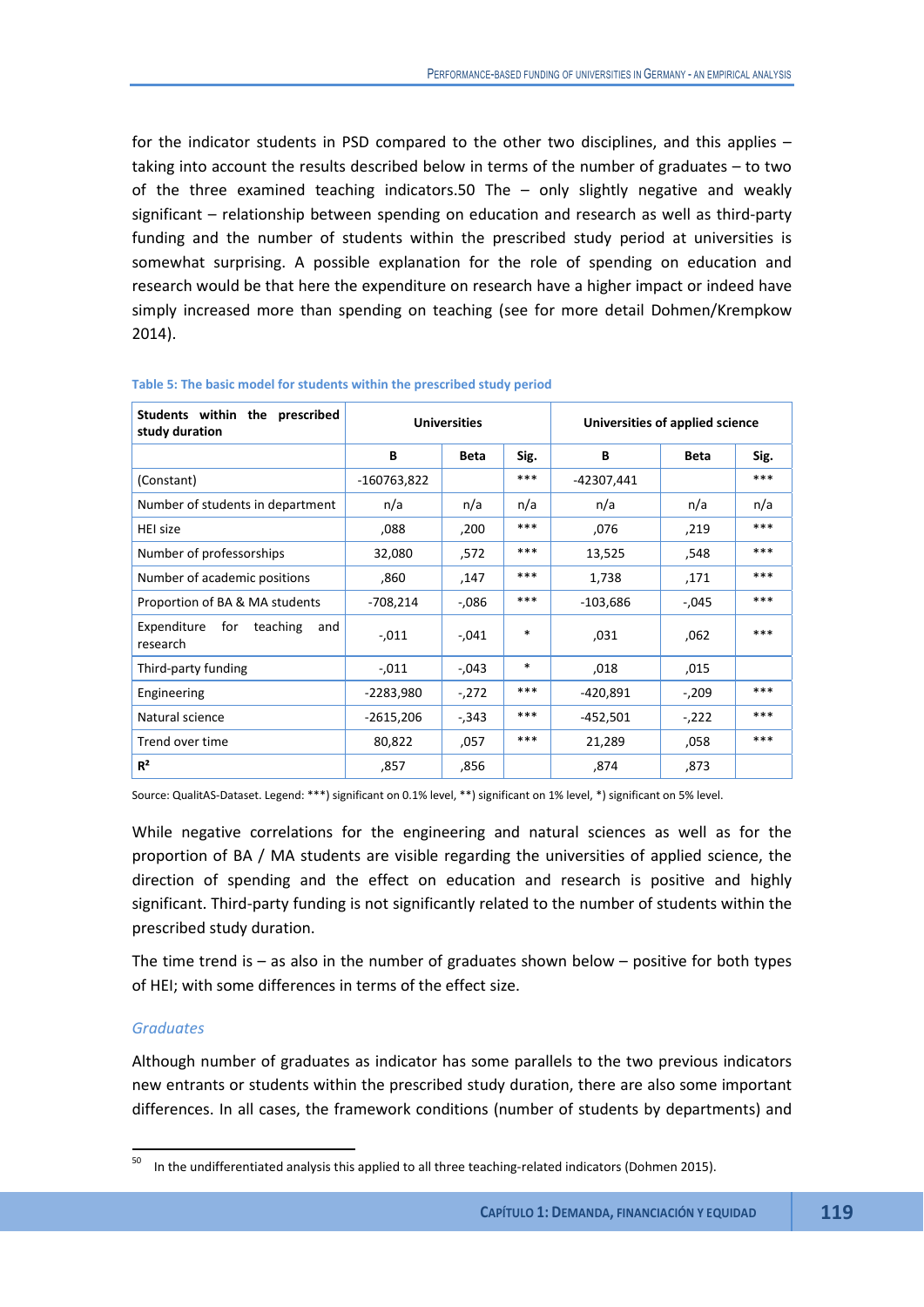for the indicator students in PSD compared to the other two disciplines, and this applies – taking into account the results described below in terms of the number of graduates – to two of the three examined teaching indicators.[50] The – only slightly negative and weakly significant – relationship between spending on education and research as well as third-party funding and the number of students within the prescribed study period at universities is somewhat surprising. A possible explanation for the role of spending on education and research would be that here the expenditure on research have a higher impact or indeed have simply increased more than spending on teaching (see for more detail Dohmen/Krempkow 2014).

**Table 5: The basic model for students within the prescribed study period**

| Students within the prescribed study duration | Universities | | | Universities of applied science | | |
|---|---|---|---|---|---|---|
| | B | Beta | Sig. | B | Beta | Sig. |
| (Constant) | -160763,822 | | *** | -42307,441 | | *** |
| Number of students in department | n/a | n/a | n/a | n/a | n/a | n/a |
| HEI size | ,088 | ,200 | *** | ,076 | ,219 | *** |
| Number of professorships | 32,080 | ,572 | *** | 13,525 | ,548 | *** |
| Number of academic positions | ,860 | ,147 | *** | 1,738 | ,171 | *** |
| Proportion of BA & MA students | -708,214 | -,086 | *** | -103,686 | -,045 | *** |
| Expenditure for teaching and research | -,011 | -,041 | * | ,031 | ,062 | *** |
| Third-party funding | -,011 | -,043 | * | ,018 | ,015 | |
| Engineering | -2283,980 | -,272 | *** | -420,891 | -,209 | *** |
| Natural science | -2615,206 | -,343 | *** | -452,501 | -,222 | *** |
| Trend over time | 80,822 | ,057 | *** | 21,289 | ,058 | *** |
| **R²** | ,857 | ,856 | | ,874 | ,873 | |

Source: QualitAS-Dataset. Legend: ***) significant on 0.1% level, **) significant on 1% level, *) significant on 5% level.

While negative correlations for the engineering and natural sciences as well as for the proportion of BA / MA students are visible regarding the universities of applied science, the direction of spending and the effect on education and research is positive and highly significant. Third-party funding is not significantly related to the number of students within the prescribed study duration.

The time trend is – as also in the number of graduates shown below – positive for both types of HEI; with some differences in terms of the effect size.

### *Graduates*

Although number of graduates as indicator has some parallels to the two previous indicators new entrants or students within the prescribed study duration, there are also some important differences. In all cases, the framework conditions (number of students by departments) and

[50] In the undifferentiated analysis this applied to all three teaching-related indicators (Dohmen 2015).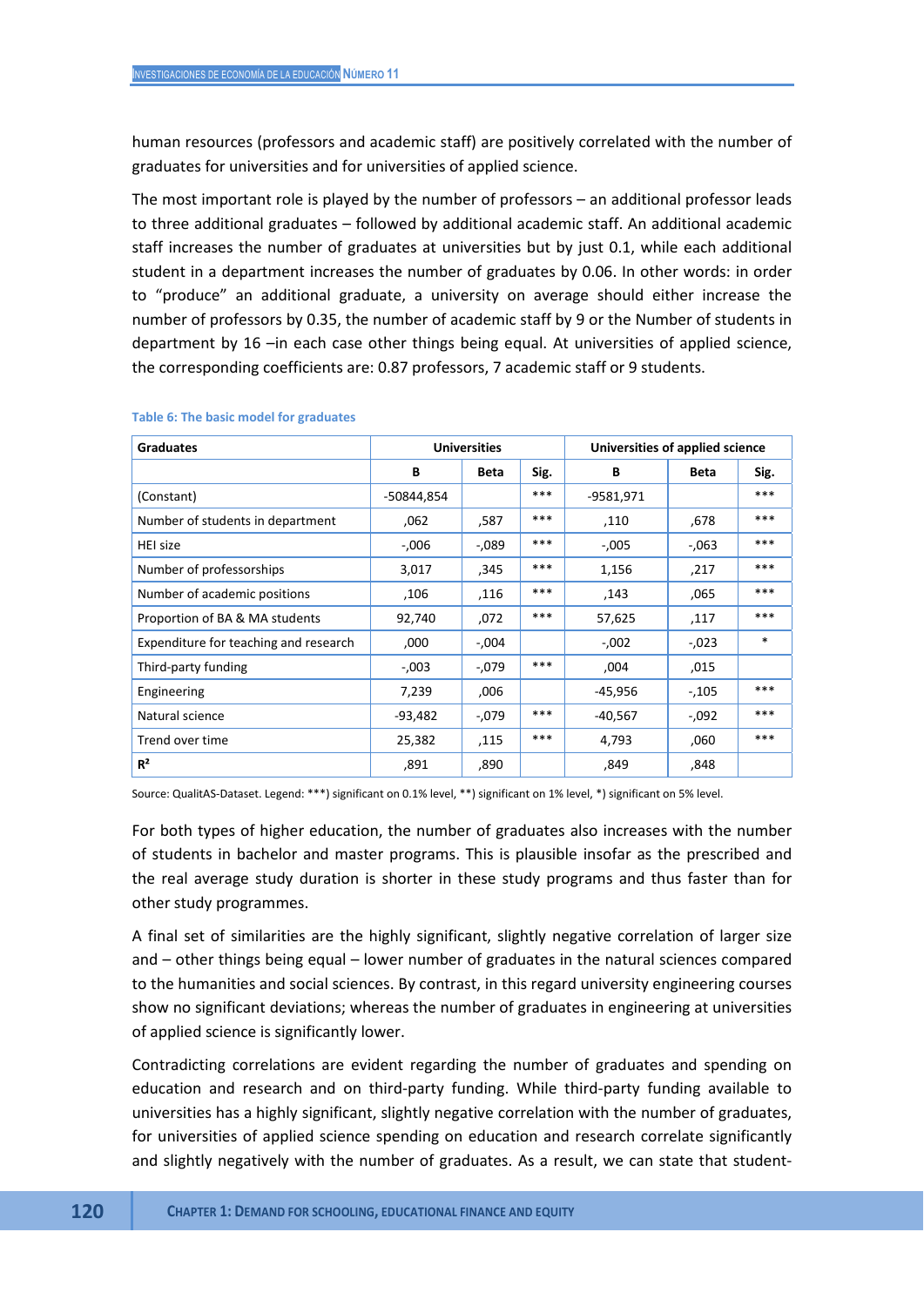human resources (professors and academic staff) are positively correlated with the number of graduates for universities and for universities of applied science.

The most important role is played by the number of professors – an additional professor leads to three additional graduates – followed by additional academic staff. An additional academic staff increases the number of graduates at universities but by just 0.1, while each additional student in a department increases the number of graduates by 0.06. In other words: in order to "produce" an additional graduate, a university on average should either increase the number of professors by 0.35, the number of academic staff by 9 or the Number of students in department by 16 –in each case other things being equal. At universities of applied science, the corresponding coefficients are: 0.87 professors, 7 academic staff or 9 students.

**Table 6: The basic model for graduates**

| Graduates | Universities | | | Universities of applied science | | |
|---|---|---|---|---|---|---|
| | B | Beta | Sig. | B | Beta | Sig. |
| (Constant) | -50844,854 | | *** | -9581,971 | | *** |
| Number of students in department | ,062 | ,587 | *** | ,110 | ,678 | *** |
| HEI size | -,006 | -,089 | *** | -,005 | -,063 | *** |
| Number of professorships | 3,017 | ,345 | *** | 1,156 | ,217 | *** |
| Number of academic positions | ,106 | ,116 | *** | ,143 | ,065 | *** |
| Proportion of BA & MA students | 92,740 | ,072 | *** | 57,625 | ,117 | *** |
| Expenditure for teaching and research | ,000 | -,004 | | -,002 | -,023 | * |
| Third-party funding | -,003 | -,079 | *** | ,004 | ,015 | |
| Engineering | 7,239 | ,006 | | -45,956 | -,105 | *** |
| Natural science | -93,482 | -,079 | *** | -40,567 | -,092 | *** |
| Trend over time | 25,382 | ,115 | *** | 4,793 | ,060 | *** |
| $R^2$ | ,891 | ,890 | | ,849 | ,848 | |

Source: QualitAS-Dataset. Legend: ***) significant on 0.1% level, **) significant on 1% level, *) significant on 5% level.

For both types of higher education, the number of graduates also increases with the number of students in bachelor and master programs. This is plausible insofar as the prescribed and the real average study duration is shorter in these study programs and thus faster than for other study programmes.

A final set of similarities are the highly significant, slightly negative correlation of larger size and – other things being equal – lower number of graduates in the natural sciences compared to the humanities and social sciences. By contrast, in this regard university engineering courses show no significant deviations; whereas the number of graduates in engineering at universities of applied science is significantly lower.

Contradicting correlations are evident regarding the number of graduates and spending on education and research and on third-party funding. While third-party funding available to universities has a highly significant, slightly negative correlation with the number of graduates, for universities of applied science spending on education and research correlate significantly and slightly negatively with the number of graduates. As a result, we can state that student-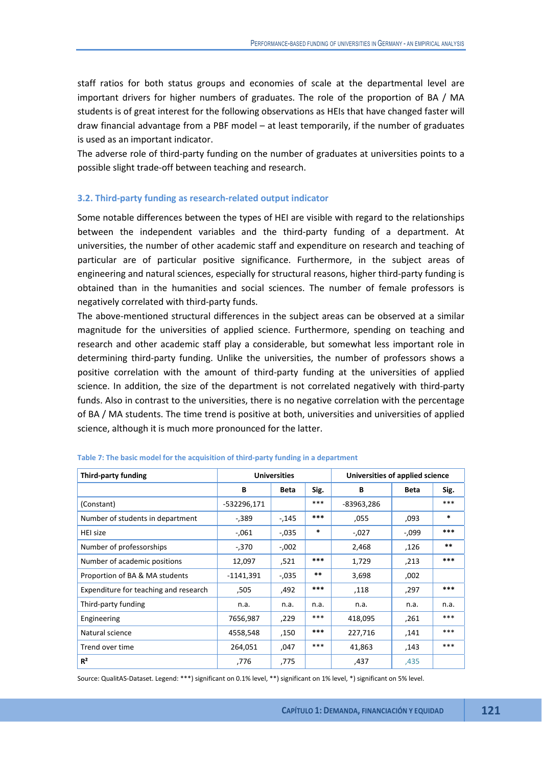staff ratios for both status groups and economies of scale at the departmental level are important drivers for higher numbers of graduates. The role of the proportion of BA / MA students is of great interest for the following observations as HEIs that have changed faster will draw financial advantage from a PBF model – at least temporarily, if the number of graduates is used as an important indicator.

The adverse role of third-party funding on the number of graduates at universities points to a possible slight trade-off between teaching and research.

### 3.2. Third-party funding as research-related output indicator

Some notable differences between the types of HEI are visible with regard to the relationships between the independent variables and the third-party funding of a department. At universities, the number of other academic staff and expenditure on research and teaching of particular are of particular positive significance. Furthermore, in the subject areas of engineering and natural sciences, especially for structural reasons, higher third-party funding is obtained than in the humanities and social sciences. The number of female professors is negatively correlated with third-party funds.

The above-mentioned structural differences in the subject areas can be observed at a similar magnitude for the universities of applied science. Furthermore, spending on teaching and research and other academic staff play a considerable, but somewhat less important role in determining third-party funding. Unlike the universities, the number of professors shows a positive correlation with the amount of third-party funding at the universities of applied science. In addition, the size of the department is not correlated negatively with third-party funds. Also in contrast to the universities, there is no negative correlation with the percentage of BA / MA students. The time trend is positive at both, universities and universities of applied science, although it is much more pronounced for the latter.

**Table 7: The basic model for the acquisition of third-party funding in a department**

| Third-party funding | Universities | | | Universities of applied science | | |
|---|---|---|---|---|---|---|
| | B | Beta | Sig. | B | Beta | Sig. |
| (Constant) | -532296,171 | | *** | -83963,286 | | *** |
| Number of students in department | -,389 | -,145 | *** | ,055 | ,093 | * |
| HEI size | -,061 | -,035 | * | -,027 | -,099 | *** |
| Number of professorships | -,370 | -,002 | | 2,468 | ,126 | ** |
| Number of academic positions | 12,097 | ,521 | *** | 1,729 | ,213 | *** |
| Proportion of BA & MA students | -1141,391 | -,035 | ** | 3,698 | ,002 | |
| Expenditure for teaching and research | ,505 | ,492 | *** | ,118 | ,297 | *** |
| Third-party funding | n.a. | n.a. | n.a. | n.a. | n.a. | n.a. |
| Engineering | 7656,987 | ,229 | *** | 418,095 | ,261 | *** |
| Natural science | 4558,548 | ,150 | *** | 227,716 | ,141 | *** |
| Trend over time | 264,051 | ,047 | *** | 41,863 | ,143 | *** |
| $R^2$ | ,776 | ,775 | | ,437 | ,435 | |

Source: QualitAS-Dataset. Legend: ***) significant on 0.1% level, **) significant on 1% level, *) significant on 5% level.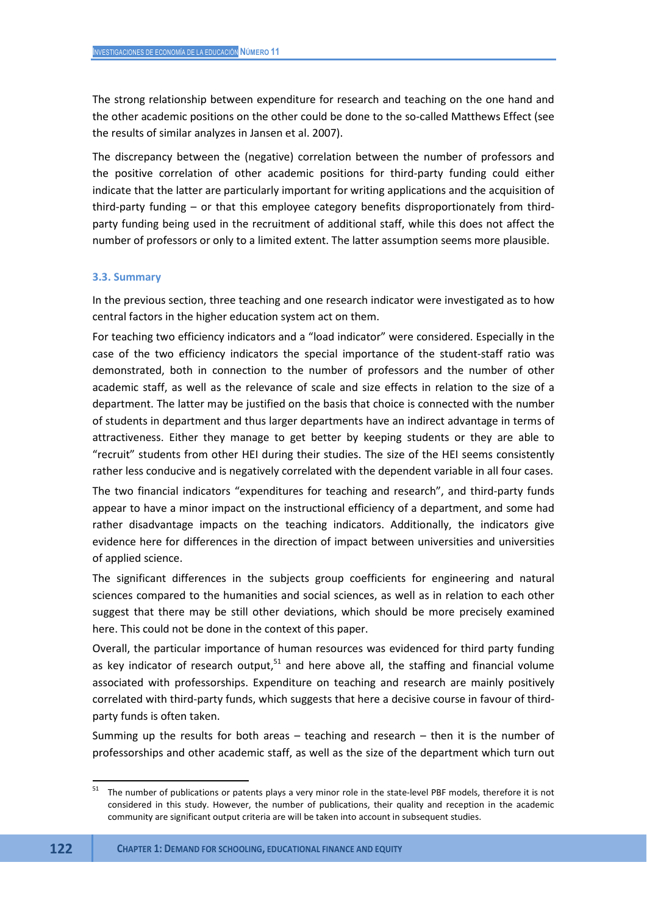The strong relationship between expenditure for research and teaching on the one hand and the other academic positions on the other could be done to the so-called Matthews Effect (see the results of similar analyzes in Jansen et al. 2007).

The discrepancy between the (negative) correlation between the number of professors and the positive correlation of other academic positions for third-party funding could either indicate that the latter are particularly important for writing applications and the acquisition of third-party funding – or that this employee category benefits disproportionately from third-party funding being used in the recruitment of additional staff, while this does not affect the number of professors or only to a limited extent. The latter assumption seems more plausible.

### 3.3. Summary

In the previous section, three teaching and one research indicator were investigated as to how central factors in the higher education system act on them.

For teaching two efficiency indicators and a "load indicator" were considered. Especially in the case of the two efficiency indicators the special importance of the student-staff ratio was demonstrated, both in connection to the number of professors and the number of other academic staff, as well as the relevance of scale and size effects in relation to the size of a department. The latter may be justified on the basis that choice is connected with the number of students in department and thus larger departments have an indirect advantage in terms of attractiveness. Either they manage to get better by keeping students or they are able to "recruit" students from other HEI during their studies. The size of the HEI seems consistently rather less conducive and is negatively correlated with the dependent variable in all four cases.

The two financial indicators "expenditures for teaching and research", and third-party funds appear to have a minor impact on the instructional efficiency of a department, and some had rather disadvantage impacts on the teaching indicators. Additionally, the indicators give evidence here for differences in the direction of impact between universities and universities of applied science.

The significant differences in the subjects group coefficients for engineering and natural sciences compared to the humanities and social sciences, as well as in relation to each other suggest that there may be still other deviations, which should be more precisely examined here. This could not be done in the context of this paper.

Overall, the particular importance of human resources was evidenced for third party funding as key indicator of research output,[51] and here above all, the staffing and financial volume associated with professorships. Expenditure on teaching and research are mainly positively correlated with third-party funds, which suggests that here a decisive course in favour of third-party funds is often taken.

Summing up the results for both areas – teaching and research – then it is the number of professorships and other academic staff, as well as the size of the department which turn out

---

[51] The number of publications or patents plays a very minor role in the state-level PBF models, therefore it is not considered in this study. However, the number of publications, their quality and reception in the academic community are significant output criteria are will be taken into account in subsequent studies.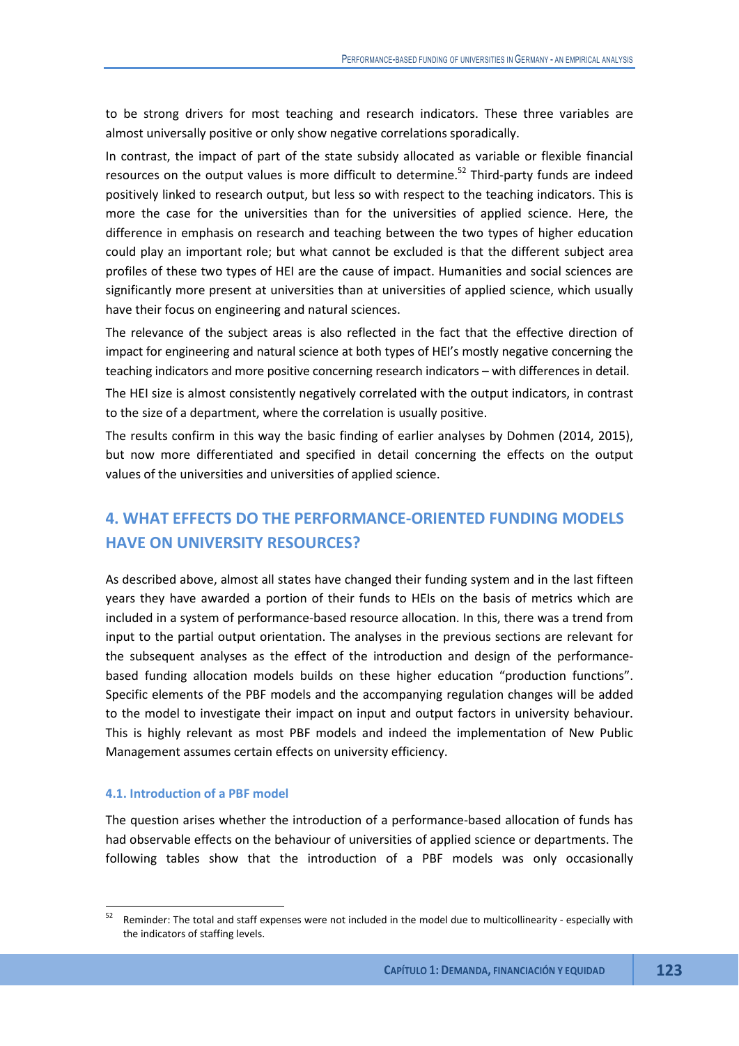to be strong drivers for most teaching and research indicators. These three variables are almost universally positive or only show negative correlations sporadically.

In contrast, the impact of part of the state subsidy allocated as variable or flexible financial resources on the output values is more difficult to determine.[52] Third-party funds are indeed positively linked to research output, but less so with respect to the teaching indicators. This is more the case for the universities than for the universities of applied science. Here, the difference in emphasis on research and teaching between the two types of higher education could play an important role; but what cannot be excluded is that the different subject area profiles of these two types of HEI are the cause of impact. Humanities and social sciences are significantly more present at universities than at universities of applied science, which usually have their focus on engineering and natural sciences.

The relevance of the subject areas is also reflected in the fact that the effective direction of impact for engineering and natural science at both types of HEI's mostly negative concerning the teaching indicators and more positive concerning research indicators – with differences in detail.

The HEI size is almost consistently negatively correlated with the output indicators, in contrast to the size of a department, where the correlation is usually positive.

The results confirm in this way the basic finding of earlier analyses by Dohmen (2014, 2015), but now more differentiated and specified in detail concerning the effects on the output values of the universities and universities of applied science.

## 4. WHAT EFFECTS DO THE PERFORMANCE-ORIENTED FUNDING MODELS HAVE ON UNIVERSITY RESOURCES?

As described above, almost all states have changed their funding system and in the last fifteen years they have awarded a portion of their funds to HEIs on the basis of metrics which are included in a system of performance-based resource allocation. In this, there was a trend from input to the partial output orientation. The analyses in the previous sections are relevant for the subsequent analyses as the effect of the introduction and design of the performance-based funding allocation models builds on these higher education "production functions". Specific elements of the PBF models and the accompanying regulation changes will be added to the model to investigate their impact on input and output factors in university behaviour. This is highly relevant as most PBF models and indeed the implementation of New Public Management assumes certain effects on university efficiency.

### 4.1. Introduction of a PBF model

The question arises whether the introduction of a performance-based allocation of funds has had observable effects on the behaviour of universities of applied science or departments. The following tables show that the introduction of a PBF models was only occasionally

[52] Reminder: The total and staff expenses were not included in the model due to multicollinearity - especially with the indicators of staffing levels.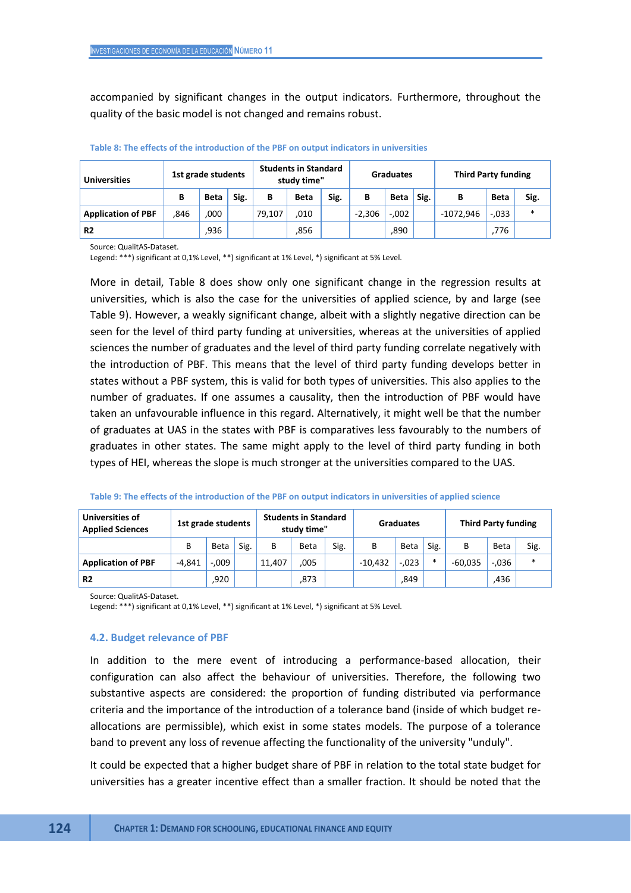accompanied by significant changes in the output indicators. Furthermore, throughout the quality of the basic model is not changed and remains robust.

**Table 8: The effects of the introduction of the PBF on output indicators in universities**

| Universities | 1st grade students | | | Students in Standard study time" | | | Graduates | | | Third Party funding | | |
|---|---|---|---|---|---|---|---|---|---|---|---|---|
| | B | Beta | Sig. | B | Beta | Sig. | B | Beta | Sig. | B | Beta | Sig. |
| Application of PBF | ,846 | ,000 | | 79,107 | ,010 | | -2,306 | -,002 | | -1072,946 | -,033 | * |
| R2 | | ,936 | | | ,856 | | | ,890 | | | ,776 | |

Source: QualitAS-Dataset.
Legend: ***) significant at 0,1% Level, **) significant at 1% Level, *) significant at 5% Level.

More in detail, Table 8 does show only one significant change in the regression results at universities, which is also the case for the universities of applied science, by and large (see Table 9). However, a weakly significant change, albeit with a slightly negative direction can be seen for the level of third party funding at universities, whereas at the universities of applied sciences the number of graduates and the level of third party funding correlate negatively with the introduction of PBF. This means that the level of third party funding develops better in states without a PBF system, this is valid for both types of universities. This also applies to the number of graduates. If one assumes a causality, then the introduction of PBF would have taken an unfavourable influence in this regard. Alternatively, it might well be that the number of graduates at UAS in the states with PBF is comparatives less favourably to the numbers of graduates in other states. The same might apply to the level of third party funding in both types of HEI, whereas the slope is much stronger at the universities compared to the UAS.

**Table 9: The effects of the introduction of the PBF on output indicators in universities of applied science**

| Universities of Applied Sciences | 1st grade students | | | Students in Standard study time" | | | Graduates | | | Third Party funding | | |
|---|---|---|---|---|---|---|---|---|---|---|---|---|
| | B | Beta | Sig. | B | Beta | Sig. | B | Beta | Sig. | B | Beta | Sig. |
| Application of PBF | -4,841 | -,009 | | 11,407 | ,005 | | -10,432 | -,023 | * | -60,035 | -,036 | * |
| R2 | | ,920 | | | ,873 | | | ,849 | | | ,436 | |

Source: QualitAS-Dataset.
Legend: ***) significant at 0,1% Level, **) significant at 1% Level, *) significant at 5% Level.

### 4.2. Budget relevance of PBF

In addition to the mere event of introducing a performance-based allocation, their configuration can also affect the behaviour of universities. Therefore, the following two substantive aspects are considered: the proportion of funding distributed via performance criteria and the importance of the introduction of a tolerance band (inside of which budget re-allocations are permissible), which exist in some states models. The purpose of a tolerance band to prevent any loss of revenue affecting the functionality of the university "unduly".

It could be expected that a higher budget share of PBF in relation to the total state budget for universities has a greater incentive effect than a smaller fraction. It should be noted that the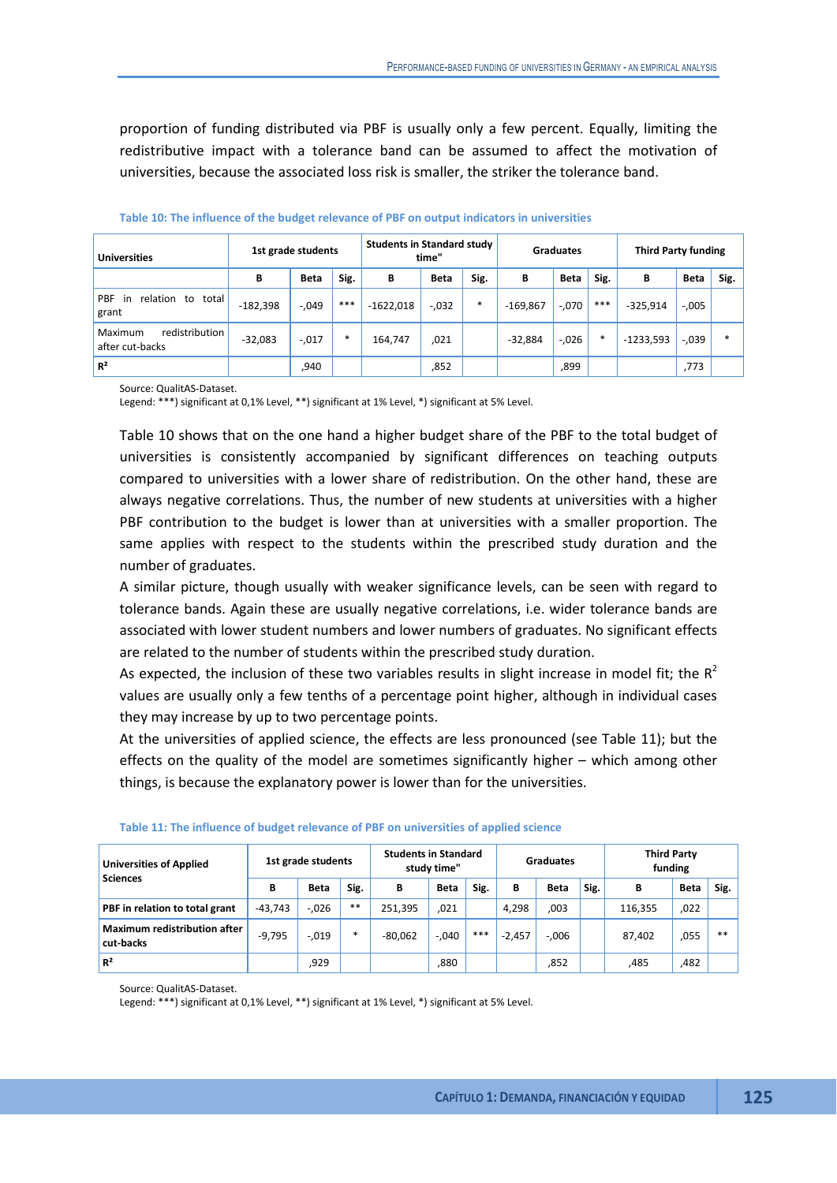proportion of funding distributed via PBF is usually only a few percent. Equally, limiting the redistributive impact with a tolerance band can be assumed to affect the motivation of universities, because the associated loss risk is smaller, the striker the tolerance band.

**Table 10: The influence of the budget relevance of PBF on output indicators in universities**

| Universities | 1st grade students | | | Students in Standard study time" | | | Graduates | | | Third Party funding | | |
|---|---|---|---|---|---|---|---|---|---|---|---|---|
| | B | Beta | Sig. | B | Beta | Sig. | B | Beta | Sig. | B | Beta | Sig. |
| PBF in relation to total grant | -182,398 | -,049 | *** | -1622,018 | -,032 | * | -169,867 | -,070 | *** | -325,914 | -,005 | |
| Maximum redistribution after cut-backs | -32,083 | -,017 | * | 164,747 | ,021 | | -32,884 | -,026 | * | -1233,593 | -,039 | * |
| $R^2$ | | ,940 | | | ,852 | | | ,899 | | | ,773 | |

Source: QualitAS-Dataset.
Legend: ***) significant at 0,1% Level, **) significant at 1% Level, *) significant at 5% Level.

Table 10 shows that on the one hand a higher budget share of the PBF to the total budget of universities is consistently accompanied by significant differences on teaching outputs compared to universities with a lower share of redistribution. On the other hand, these are always negative correlations. Thus, the number of new students at universities with a higher PBF contribution to the budget is lower than at universities with a smaller proportion. The same applies with respect to the students within the prescribed study duration and the number of graduates.

A similar picture, though usually with weaker significance levels, can be seen with regard to tolerance bands. Again these are usually negative correlations, i.e. wider tolerance bands are associated with lower student numbers and lower numbers of graduates. No significant effects are related to the number of students within the prescribed study duration.

As expected, the inclusion of these two variables results in slight increase in model fit; the $R^2$ values are usually only a few tenths of a percentage point higher, although in individual cases they may increase by up to two percentage points.

At the universities of applied science, the effects are less pronounced (see Table 11); but the effects on the quality of the model are sometimes significantly higher – which among other things, is because the explanatory power is lower than for the universities.

**Table 11: The influence of budget relevance of PBF on universities of applied science**

| Universities of Applied Sciences | 1st grade students | | | Students in Standard study time" | | | Graduates | | | Third Party funding | | |
|---|---|---|---|---|---|---|---|---|---|---|---|---|
| | B | Beta | Sig. | B | Beta | Sig. | B | Beta | Sig. | B | Beta | Sig. |
| **PBF in relation to total grant** | -43,743 | -,026 | ** | 251,395 | ,021 | | 4,298 | ,003 | | 116,355 | ,022 | |
| **Maximum redistribution after cut-backs** | -9,795 | -,019 | * | -80,062 | -,040 | *** | -2,457 | -,006 | | 87,402 | ,055 | ** |
| **$R^2$** | | ,929 | | | ,880 | | | ,852 | | ,485 | ,482 | |

Source: QualitAS-Dataset.
Legend: ***) significant at 0,1% Level, **) significant at 1% Level, *) significant at 5% Level.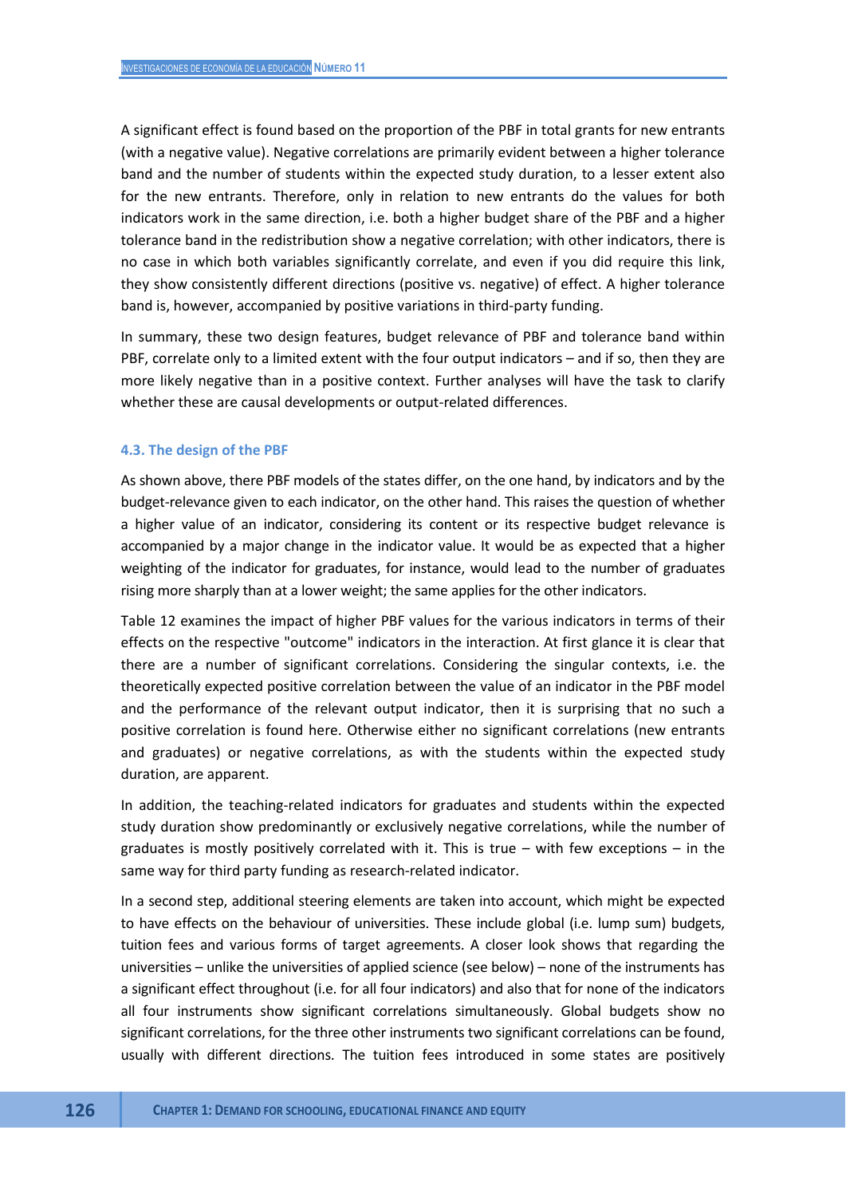A significant effect is found based on the proportion of the PBF in total grants for new entrants (with a negative value). Negative correlations are primarily evident between a higher tolerance band and the number of students within the expected study duration, to a lesser extent also for the new entrants. Therefore, only in relation to new entrants do the values for both indicators work in the same direction, i.e. both a higher budget share of the PBF and a higher tolerance band in the redistribution show a negative correlation; with other indicators, there is no case in which both variables significantly correlate, and even if you did require this link, they show consistently different directions (positive vs. negative) of effect. A higher tolerance band is, however, accompanied by positive variations in third-party funding.

In summary, these two design features, budget relevance of PBF and tolerance band within PBF, correlate only to a limited extent with the four output indicators – and if so, then they are more likely negative than in a positive context. Further analyses will have the task to clarify whether these are causal developments or output-related differences.

### 4.3. The design of the PBF

As shown above, there PBF models of the states differ, on the one hand, by indicators and by the budget-relevance given to each indicator, on the other hand. This raises the question of whether a higher value of an indicator, considering its content or its respective budget relevance is accompanied by a major change in the indicator value. It would be as expected that a higher weighting of the indicator for graduates, for instance, would lead to the number of graduates rising more sharply than at a lower weight; the same applies for the other indicators.

Table 12 examines the impact of higher PBF values for the various indicators in terms of their effects on the respective "outcome" indicators in the interaction. At first glance it is clear that there are a number of significant correlations. Considering the singular contexts, i.e. the theoretically expected positive correlation between the value of an indicator in the PBF model and the performance of the relevant output indicator, then it is surprising that no such a positive correlation is found here. Otherwise either no significant correlations (new entrants and graduates) or negative correlations, as with the students within the expected study duration, are apparent.

In addition, the teaching-related indicators for graduates and students within the expected study duration show predominantly or exclusively negative correlations, while the number of graduates is mostly positively correlated with it. This is true – with few exceptions – in the same way for third party funding as research-related indicator.

In a second step, additional steering elements are taken into account, which might be expected to have effects on the behaviour of universities. These include global (i.e. lump sum) budgets, tuition fees and various forms of target agreements. A closer look shows that regarding the universities – unlike the universities of applied science (see below) – none of the instruments has a significant effect throughout (i.e. for all four indicators) and also that for none of the indicators all four instruments show significant correlations simultaneously. Global budgets show no significant correlations, for the three other instruments two significant correlations can be found, usually with different directions. The tuition fees introduced in some states are positively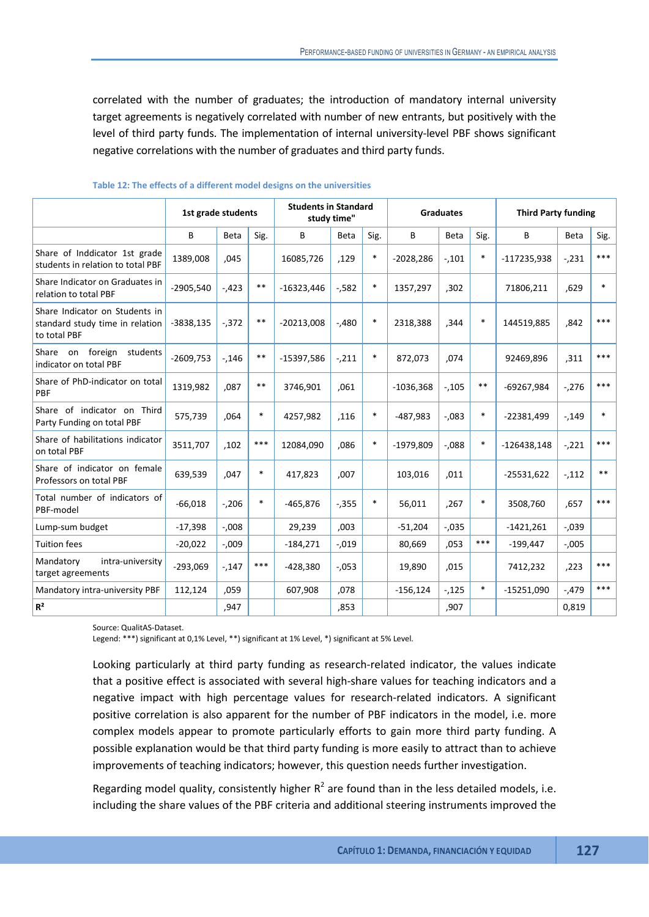correlated with the number of graduates; the introduction of mandatory internal university target agreements is negatively correlated with number of new entrants, but positively with the level of third party funds. The implementation of internal university-level PBF shows significant negative correlations with the number of graduates and third party funds.

**Table 12: The effects of a different model designs on the universities**

| | 1st grade students | | | Students in Standard study time" | | | Graduates | | | Third Party funding | | |
|---|---|---|---|---|---|---|---|---|---|---|---|---|
| | B | Beta | Sig. | B | Beta | Sig. | B | Beta | Sig. | B | Beta | Sig. |
| Share of Inddicator 1st grade students in relation to total PBF | 1389,008 | ,045 | | 16085,726 | ,129 | * | -2028,286 | -,101 | * | -117235,938 | -,231 | *** |
| Share Indicator on Graduates in relation to total PBF | -2905,540 | -,423 | ** | -16323,446 | -,582 | * | 1357,297 | ,302 | | 71806,211 | ,629 | * |
| Share Indicator on Students in standard study time in relation to total PBF | -3838,135 | -,372 | ** | -20213,008 | -,480 | * | 2318,388 | ,344 | * | 144519,885 | ,842 | *** |
| Share on foreign students indicator on total PBF | -2609,753 | -,146 | ** | -15397,586 | -,211 | * | 872,073 | ,074 | | 92469,896 | ,311 | *** |
| Share of PhD-indicator on total PBF | 1319,982 | ,087 | ** | 3746,901 | ,061 | | -1036,368 | -,105 | ** | -69267,984 | -,276 | *** |
| Share of indicator on Third Party Funding on total PBF | 575,739 | ,064 | * | 4257,982 | ,116 | * | -487,983 | -,083 | * | -22381,499 | -,149 | * |
| Share of habilitations indicator on total PBF | 3511,707 | ,102 | *** | 12084,090 | ,086 | * | -1979,809 | -,088 | * | -126438,148 | -,221 | *** |
| Share of indicator on female Professors on total PBF | 639,539 | ,047 | * | 417,823 | ,007 | | 103,016 | ,011 | | -25531,622 | -,112 | ** |
| Total number of indicators of PBF-model | -66,018 | -,206 | * | -465,876 | -,355 | * | 56,011 | ,267 | * | 3508,760 | ,657 | *** |
| Lump-sum budget | -17,398 | -,008 | | 29,239 | ,003 | | -51,204 | -,035 | | -1421,261 | -,039 | |
| Tuition fees | -20,022 | -,009 | | -184,271 | -,019 | | 80,669 | ,053 | *** | -199,447 | -,005 | |
| Mandatory intra-university target agreements | -293,069 | -,147 | *** | -428,380 | -,053 | | 19,890 | ,015 | | 7412,232 | ,223 | *** |
| Mandatory intra-university PBF | 112,124 | ,059 | | 607,908 | ,078 | | -156,124 | -,125 | * | -15251,090 | -,479 | *** |
| **R²** | | ,947 | | | ,853 | | | ,907 | | | 0,819 | |

Source: QualitAS-Dataset.
Legend: ***) significant at 0,1% Level, **) significant at 1% Level, *) significant at 5% Level.

Looking particularly at third party funding as research-related indicator, the values indicate that a positive effect is associated with several high-share values for teaching indicators and a negative impact with high percentage values for research-related indicators. A significant positive correlation is also apparent for the number of PBF indicators in the model, i.e. more complex models appear to promote particularly efforts to gain more third party funding. A possible explanation would be that third party funding is more easily to attract than to achieve improvements of teaching indicators; however, this question needs further investigation.

Regarding model quality, consistently higher $R^2$ are found than in the less detailed models, i.e. including the share values of the PBF criteria and additional steering instruments improved the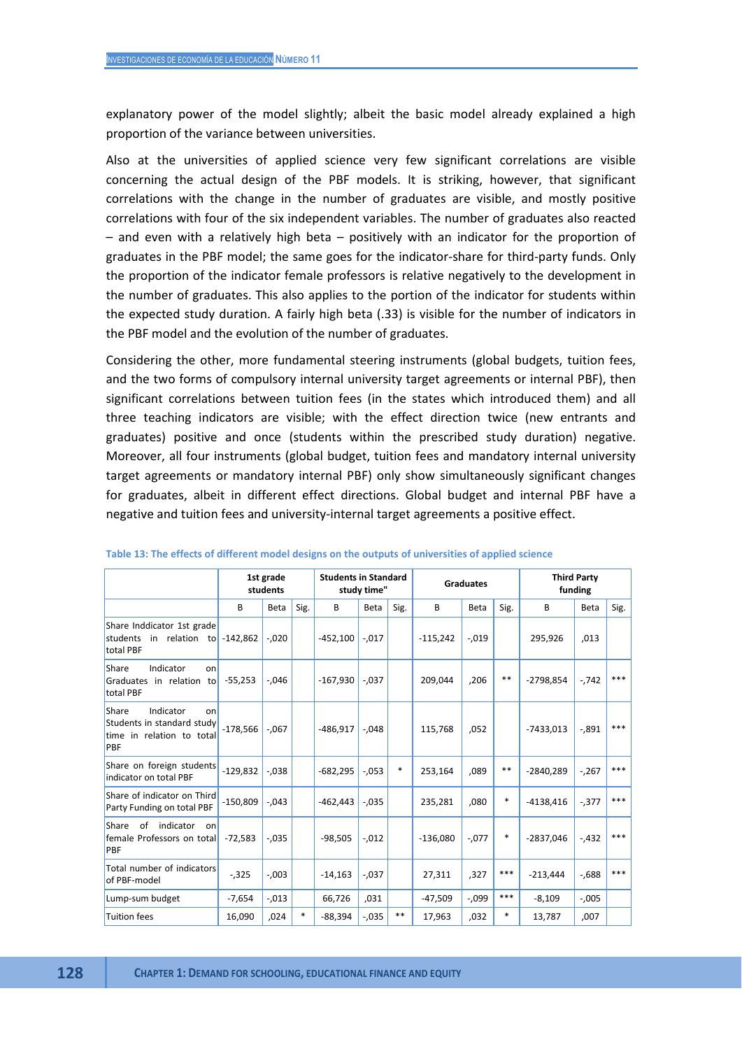explanatory power of the model slightly; albeit the basic model already explained a high proportion of the variance between universities.

Also at the universities of applied science very few significant correlations are visible concerning the actual design of the PBF models. It is striking, however, that significant correlations with the change in the number of graduates are visible, and mostly positive correlations with four of the six independent variables. The number of graduates also reacted – and even with a relatively high beta – positively with an indicator for the proportion of graduates in the PBF model; the same goes for the indicator-share for third-party funds. Only the proportion of the indicator female professors is relative negatively to the development in the number of graduates. This also applies to the portion of the indicator for students within the expected study duration. A fairly high beta (.33) is visible for the number of indicators in the PBF model and the evolution of the number of graduates.

Considering the other, more fundamental steering instruments (global budgets, tuition fees, and the two forms of compulsory internal university target agreements or internal PBF), then significant correlations between tuition fees (in the states which introduced them) and all three teaching indicators are visible; with the effect direction twice (new entrants and graduates) positive and once (students within the prescribed study duration) negative. Moreover, all four instruments (global budget, tuition fees and mandatory internal university target agreements or mandatory internal PBF) only show simultaneously significant changes for graduates, albeit in different effect directions. Global budget and internal PBF have a negative and tuition fees and university-internal target agreements a positive effect.

**Table 13: The effects of different model designs on the outputs of universities of applied science**

| | 1st grade students | | | Students in Standard study time" | | | Graduates | | | Third Party funding | | |
|---|---|---|---|---|---|---|---|---|---|---|---|---|
| | B | Beta | Sig. | B | Beta | Sig. | B | Beta | Sig. | B | Beta | Sig. |
| Share Inddicator 1st grade students in relation to total PBF | -142,862 | -,020 | | -452,100 | -,017 | | -115,242 | -,019 | | 295,926 | ,013 | |
| Share Indicator on Graduates in relation to total PBF | -55,253 | -,046 | | -167,930 | -,037 | | 209,044 | ,206 | ** | -2798,854 | -,742 | *** |
| Share Indicator on Students in standard study time in relation to total PBF | -178,566 | -,067 | | -486,917 | -,048 | | 115,768 | ,052 | | -7433,013 | -,891 | *** |
| Share on foreign students indicator on total PBF | -129,832 | -,038 | | -682,295 | -,053 | * | 253,164 | ,089 | ** | -2840,289 | -,267 | *** |
| Share of indicator on Third Party Funding on total PBF | -150,809 | -,043 | | -462,443 | -,035 | | 235,281 | ,080 | * | -4138,416 | -,377 | *** |
| Share of indicator on female Professors on total PBF | -72,583 | -,035 | | -98,505 | -,012 | | -136,080 | -,077 | * | -2837,046 | -,432 | *** |
| Total number of indicators of PBF-model | -,325 | -,003 | | -14,163 | -,037 | | 27,311 | ,327 | *** | -213,444 | -,688 | *** |
| Lump-sum budget | -7,654 | -,013 | | 66,726 | ,031 | | -47,509 | -,099 | *** | -8,109 | -,005 | |
| Tuition fees | 16,090 | ,024 | * | -88,394 | -,035 | ** | 17,963 | ,032 | * | 13,787 | ,007 | |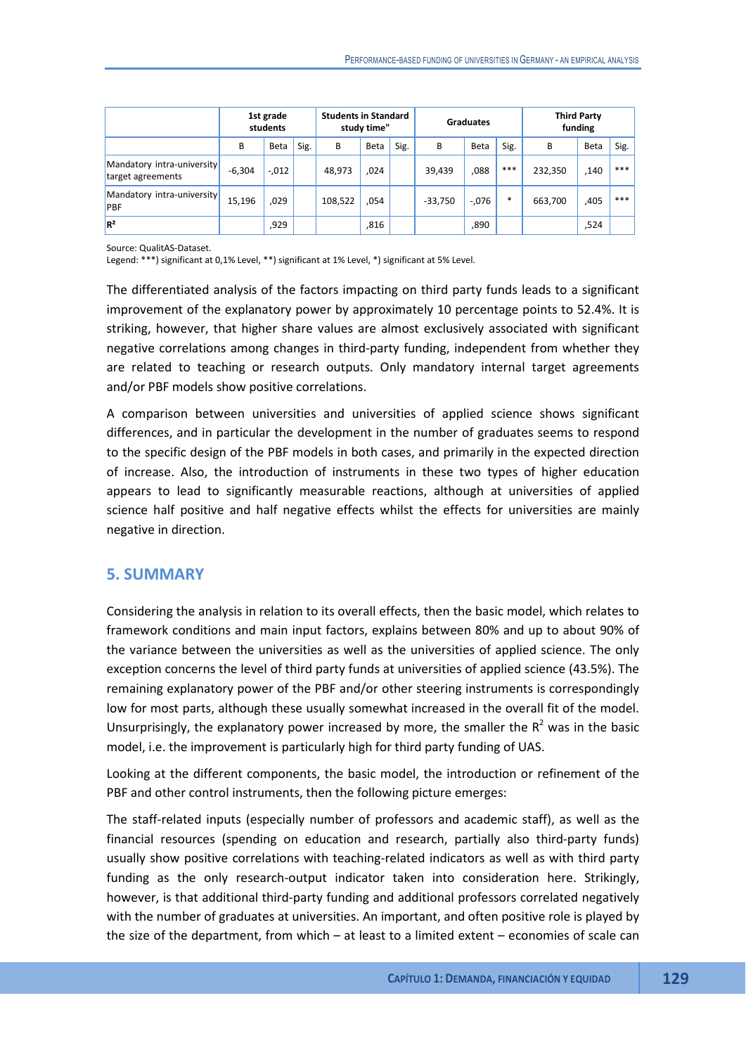| | 1st grade students | | | Students in Standard study time" | | | Graduates | | | Third Party funding | | |
|---|---|---|---|---|---|---|---|---|---|---|---|---|
| | B | Beta | Sig. | B | Beta | Sig. | B | Beta | Sig. | B | Beta | Sig. |
| Mandatory intra-university target agreements | -6,304 | -,012 | | 48,973 | ,024 | | 39,439 | ,088 | *** | 232,350 | ,140 | *** |
| Mandatory intra-university PBF | 15,196 | ,029 | | 108,522 | ,054 | | -33,750 | -,076 | * | 663,700 | ,405 | *** |
| $R^2$ | | ,929 | | | ,816 | | | ,890 | | | ,524 | |

Source: QualitAS-Dataset.
Legend: ***) significant at 0,1% Level, **) significant at 1% Level, *) significant at 5% Level.

The differentiated analysis of the factors impacting on third party funds leads to a significant improvement of the explanatory power by approximately 10 percentage points to 52.4%. It is striking, however, that higher share values are almost exclusively associated with significant negative correlations among changes in third-party funding, independent from whether they are related to teaching or research outputs. Only mandatory internal target agreements and/or PBF models show positive correlations.

A comparison between universities and universities of applied science shows significant differences, and in particular the development in the number of graduates seems to respond to the specific design of the PBF models in both cases, and primarily in the expected direction of increase. Also, the introduction of instruments in these two types of higher education appears to lead to significantly measurable reactions, although at universities of applied science half positive and half negative effects whilst the effects for universities are mainly negative in direction.

## 5. SUMMARY

Considering the analysis in relation to its overall effects, then the basic model, which relates to framework conditions and main input factors, explains between 80% and up to about 90% of the variance between the universities as well as the universities of applied science. The only exception concerns the level of third party funds at universities of applied science (43.5%). The remaining explanatory power of the PBF and/or other steering instruments is correspondingly low for most parts, although these usually somewhat increased in the overall fit of the model. Unsurprisingly, the explanatory power increased by more, the smaller the $R^2$ was in the basic model, i.e. the improvement is particularly high for third party funding of UAS.

Looking at the different components, the basic model, the introduction or refinement of the PBF and other control instruments, then the following picture emerges:

The staff-related inputs (especially number of professors and academic staff), as well as the financial resources (spending on education and research, partially also third-party funds) usually show positive correlations with teaching-related indicators as well as with third party funding as the only research-output indicator taken into consideration here. Strikingly, however, is that additional third-party funding and additional professors correlated negatively with the number of graduates at universities. An important, and often positive role is played by the size of the department, from which – at least to a limited extent – economies of scale can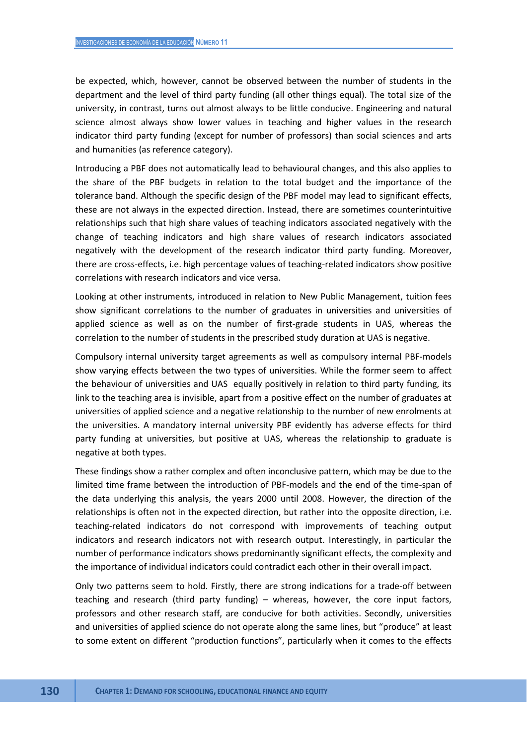be expected, which, however, cannot be observed between the number of students in the department and the level of third party funding (all other things equal). The total size of the university, in contrast, turns out almost always to be little conducive. Engineering and natural science almost always show lower values in teaching and higher values in the research indicator third party funding (except for number of professors) than social sciences and arts and humanities (as reference category).

Introducing a PBF does not automatically lead to behavioural changes, and this also applies to the share of the PBF budgets in relation to the total budget and the importance of the tolerance band. Although the specific design of the PBF model may lead to significant effects, these are not always in the expected direction. Instead, there are sometimes counterintuitive relationships such that high share values of teaching indicators associated negatively with the change of teaching indicators and high share values of research indicators associated negatively with the development of the research indicator third party funding. Moreover, there are cross-effects, i.e. high percentage values of teaching-related indicators show positive correlations with research indicators and vice versa.

Looking at other instruments, introduced in relation to New Public Management, tuition fees show significant correlations to the number of graduates in universities and universities of applied science as well as on the number of first-grade students in UAS, whereas the correlation to the number of students in the prescribed study duration at UAS is negative.

Compulsory internal university target agreements as well as compulsory internal PBF-models show varying effects between the two types of universities. While the former seem to affect the behaviour of universities and UAS equally positively in relation to third party funding, its link to the teaching area is invisible, apart from a positive effect on the number of graduates at universities of applied science and a negative relationship to the number of new enrolments at the universities. A mandatory internal university PBF evidently has adverse effects for third party funding at universities, but positive at UAS, whereas the relationship to graduate is negative at both types.

These findings show a rather complex and often inconclusive pattern, which may be due to the limited time frame between the introduction of PBF-models and the end of the time-span of the data underlying this analysis, the years 2000 until 2008. However, the direction of the relationships is often not in the expected direction, but rather into the opposite direction, i.e. teaching-related indicators do not correspond with improvements of teaching output indicators and research indicators not with research output. Interestingly, in particular the number of performance indicators shows predominantly significant effects, the complexity and the importance of individual indicators could contradict each other in their overall impact.

Only two patterns seem to hold. Firstly, there are strong indications for a trade-off between teaching and research (third party funding) – whereas, however, the core input factors, professors and other research staff, are conducive for both activities. Secondly, universities and universities of applied science do not operate along the same lines, but "produce" at least to some extent on different "production functions", particularly when it comes to the effects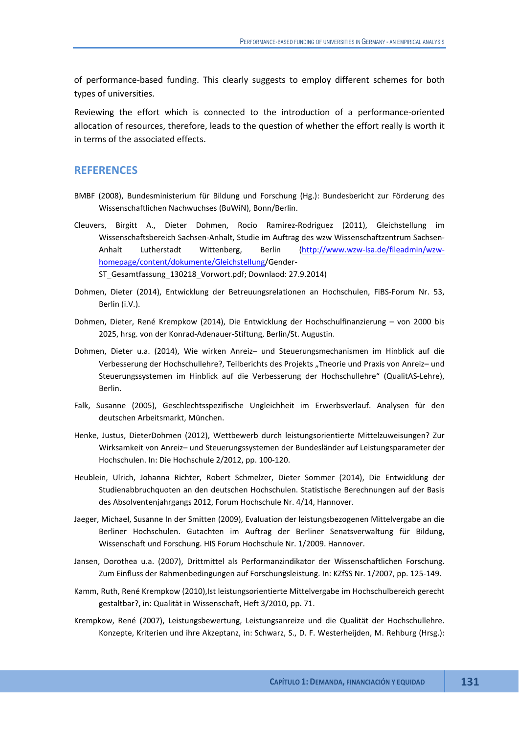of performance-based funding. This clearly suggests to employ different schemes for both types of universities.

Reviewing the effort which is connected to the introduction of a performance-oriented allocation of resources, therefore, leads to the question of whether the effort really is worth it in terms of the associated effects.

## REFERENCES

BMBF (2008), Bundesministerium für Bildung und Forschung (Hg.): Bundesbericht zur Förderung des Wissenschaftlichen Nachwuchses (BuWiN), Bonn/Berlin.

Cleuvers, Birgitt A., Dieter Dohmen, Rocio Ramirez-Rodriguez (2011), Gleichstellung im Wissenschaftsbereich Sachsen-Anhalt, Studie im Auftrag des wzw Wissenschaftzentrum Sachsen-Anhalt Lutherstadt Wittenberg, Berlin (http://www.wzw-lsa.de/fileadmin/wzw-homepage/content/dokumente/Gleichstellung/Gender-ST_Gesamtfassung_130218_Vorwort.pdf; Downlaod: 27.9.2014)

Dohmen, Dieter (2014), Entwicklung der Betreuungsrelationen an Hochschulen, FiBS-Forum Nr. 53, Berlin (i.V.).

Dohmen, Dieter, René Krempkow (2014), Die Entwicklung der Hochschulfinanzierung – von 2000 bis 2025, hrsg. von der Konrad-Adenauer-Stiftung, Berlin/St. Augustin.

Dohmen, Dieter u.a. (2014), Wie wirken Anreiz– und Steuerungsmechanismen im Hinblick auf die Verbesserung der Hochschullehre?, Teilberichts des Projekts „Theorie und Praxis von Anreiz– und Steuerungssystemen im Hinblick auf die Verbesserung der Hochschullehre" (QualitAS-Lehre), Berlin.

Falk, Susanne (2005), Geschlechtsspezifische Ungleichheit im Erwerbsverlauf. Analysen für den deutschen Arbeitsmarkt, München.

Henke, Justus, DieterDohmen (2012), Wettbewerb durch leistungsorientierte Mittelzuweisungen? Zur Wirksamkeit von Anreiz– und Steuerungssystemen der Bundesländer auf Leistungsparameter der Hochschulen. In: Die Hochschule 2/2012, pp. 100-120.

Heublein, Ulrich, Johanna Richter, Robert Schmelzer, Dieter Sommer (2014), Die Entwicklung der Studienabbruchquoten an den deutschen Hochschulen. Statistische Berechnungen auf der Basis des Absolventenjahrgangs 2012, Forum Hochschule Nr. 4/14, Hannover.

Jaeger, Michael, Susanne In der Smitten (2009), Evaluation der leistungsbezogenen Mittelvergabe an die Berliner Hochschulen. Gutachten im Auftrag der Berliner Senatsverwaltung für Bildung, Wissenschaft und Forschung. HIS Forum Hochschule Nr. 1/2009. Hannover.

Jansen, Dorothea u.a. (2007), Drittmittel als Performanzindikator der Wissenschaftlichen Forschung. Zum Einfluss der Rahmenbedingungen auf Forschungsleistung. In: KZfSS Nr. 1/2007, pp. 125-149.

Kamm, Ruth, René Krempkow (2010),Ist leistungsorientierte Mittelvergabe im Hochschulbereich gerecht gestaltbar?, in: Qualität in Wissenschaft, Heft 3/2010, pp. 71.

Krempkow, René (2007), Leistungsbewertung, Leistungsanreize und die Qualität der Hochschullehre. Konzepte, Kriterien und ihre Akzeptanz, in: Schwarz, S., D. F. Westerheijden, M. Rehburg (Hrsg.):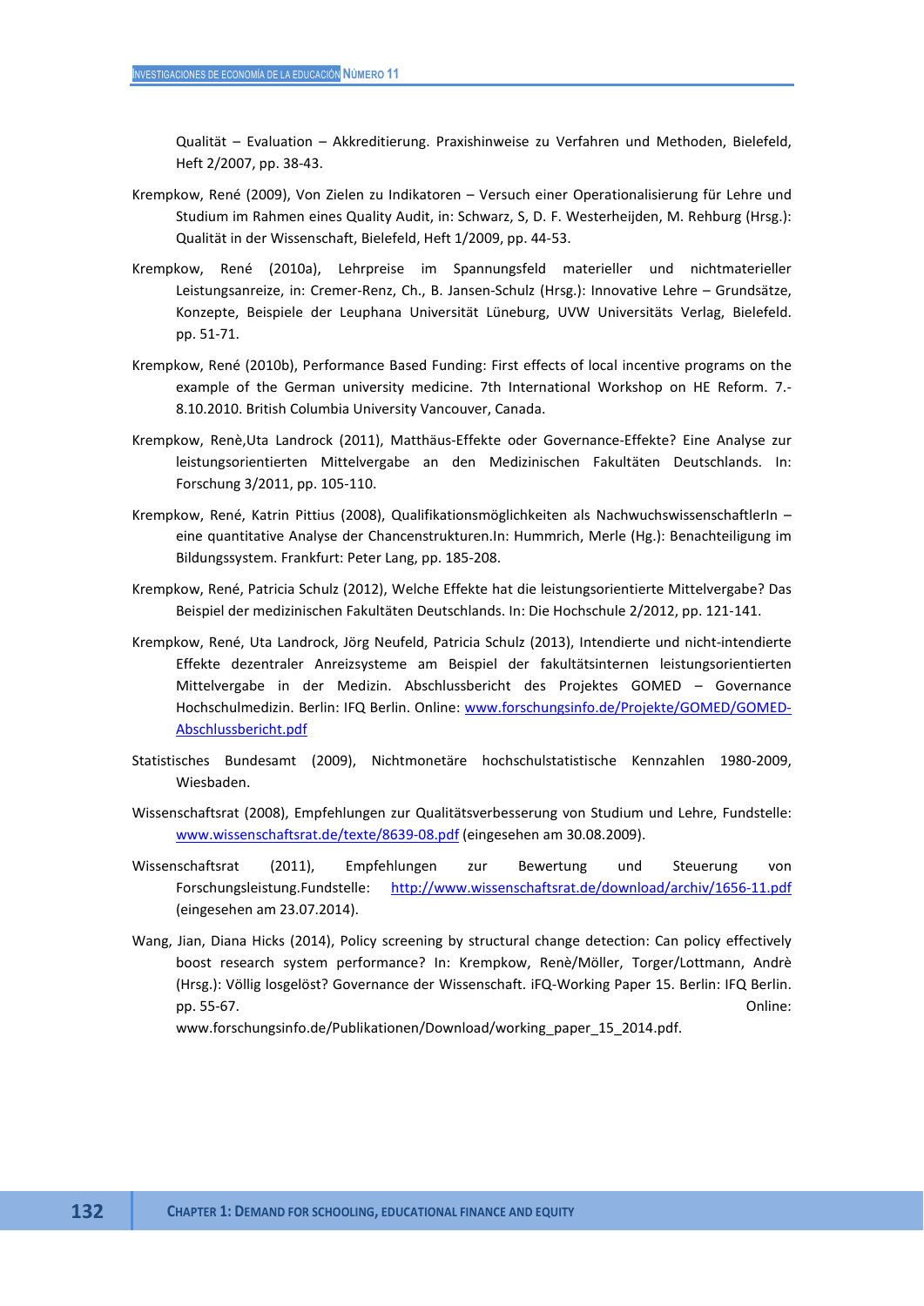Qualität – Evaluation – Akkreditierung. Praxishinweise zu Verfahren und Methoden, Bielefeld, Heft 2/2007, pp. 38-43.

Krempkow, René (2009), Von Zielen zu Indikatoren – Versuch einer Operationalisierung für Lehre und Studium im Rahmen eines Quality Audit, in: Schwarz, S, D. F. Westerheijden, M. Rehburg (Hrsg.): Qualität in der Wissenschaft, Bielefeld, Heft 1/2009, pp. 44-53.

Krempkow, René (2010a), Lehrpreise im Spannungsfeld materieller und nichtmaterieller Leistungsanreize, in: Cremer-Renz, Ch., B. Jansen-Schulz (Hrsg.): Innovative Lehre – Grundsätze, Konzepte, Beispiele der Leuphana Universität Lüneburg, UVW Universitäts Verlag, Bielefeld. pp. 51-71.

Krempkow, René (2010b), Performance Based Funding: First effects of local incentive programs on the example of the German university medicine. 7th International Workshop on HE Reform. 7.-8.10.2010. British Columbia University Vancouver, Canada.

Krempkow, Renè,Uta Landrock (2011), Matthäus-Effekte oder Governance-Effekte? Eine Analyse zur leistungsorientierten Mittelvergabe an den Medizinischen Fakultäten Deutschlands. In: Forschung 3/2011, pp. 105-110.

Krempkow, René, Katrin Pittius (2008), Qualifikationsmöglichkeiten als NachwuchswissenschaftlerIn – eine quantitative Analyse der Chancenstrukturen.In: Hummrich, Merle (Hg.): Benachteiligung im Bildungssystem. Frankfurt: Peter Lang, pp. 185-208.

Krempkow, René, Patricia Schulz (2012), Welche Effekte hat die leistungsorientierte Mittelvergabe? Das Beispiel der medizinischen Fakultäten Deutschlands. In: Die Hochschule 2/2012, pp. 121-141.

Krempkow, René, Uta Landrock, Jörg Neufeld, Patricia Schulz (2013), Intendierte und nicht-intendierte Effekte dezentraler Anreizsysteme am Beispiel der fakultätsinternen leistungsorientierten Mittelvergabe in der Medizin. Abschlussbericht des Projektes GOMED – Governance Hochschulmedizin. Berlin: IFQ Berlin. Online: www.forschungsinfo.de/Projekte/GOMED/GOMED-Abschlussbericht.pdf

Statistisches Bundesamt (2009), Nichtmonetäre hochschulstatistische Kennzahlen 1980-2009, Wiesbaden.

Wissenschaftsrat (2008), Empfehlungen zur Qualitätsverbesserung von Studium und Lehre, Fundstelle: www.wissenschaftsrat.de/texte/8639-08.pdf (eingesehen am 30.08.2009).

Wissenschaftsrat (2011), Empfehlungen zur Bewertung und Steuerung von Forschungsleistung.Fundstelle: http://www.wissenschaftsrat.de/download/archiv/1656-11.pdf (eingesehen am 23.07.2014).

Wang, Jian, Diana Hicks (2014), Policy screening by structural change detection: Can policy effectively boost research system performance? In: Krempkow, Renè/Möller, Torger/Lottmann, Andrè (Hrsg.): Völlig losgelöst? Governance der Wissenschaft. iFQ-Working Paper 15. Berlin: IFQ Berlin. pp. 55-67. Online: www.forschungsinfo.de/Publikationen/Download/working_paper_15_2014.pdf.